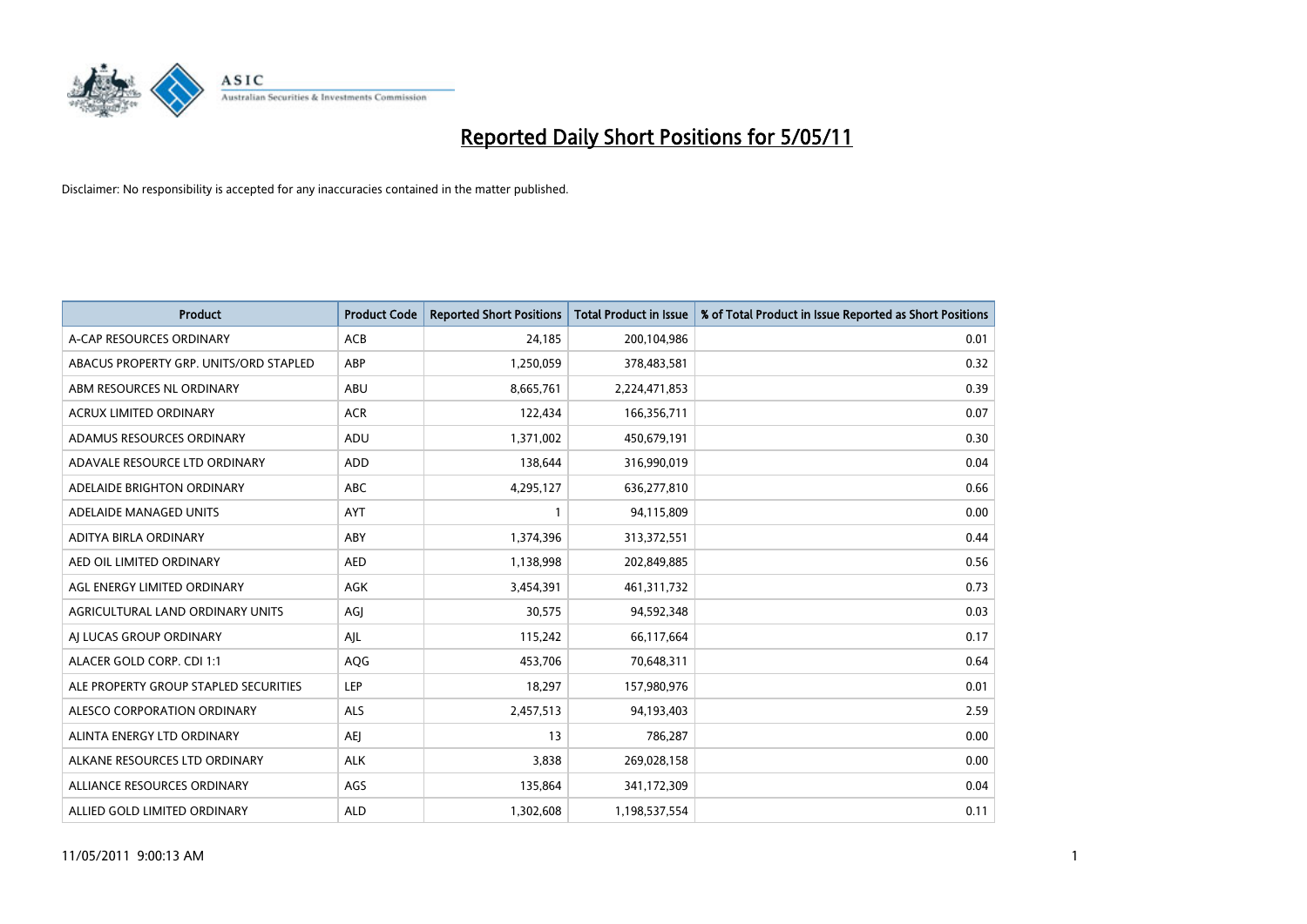# Reported Daily Short Positions for 5/05/11

Disclaimer: No responsibility is accepted for any inaccuracies contained in the matter published.

| Product | Product Code | Reported Short Positions | Total Product in Issue | % of Total Product in Issue Reported as Short Positions |
|---|---|---|---|---|
| A-CAP RESOURCES ORDINARY | ACB | 24,185 | 200,104,986 | 0.01 |
| ABACUS PROPERTY GRP. UNITS/ORD STAPLED | ABP | 1,250,059 | 378,483,581 | 0.32 |
| ABM RESOURCES NL ORDINARY | ABU | 8,665,761 | 2,224,471,853 | 0.39 |
| ACRUX LIMITED ORDINARY | ACR | 122,434 | 166,356,711 | 0.07 |
| ADAMUS RESOURCES ORDINARY | ADU | 1,371,002 | 450,679,191 | 0.30 |
| ADAVALE RESOURCE LTD ORDINARY | ADD | 138,644 | 316,990,019 | 0.04 |
| ADELAIDE BRIGHTON ORDINARY | ABC | 4,295,127 | 636,277,810 | 0.66 |
| ADELAIDE MANAGED UNITS | AYT | 1 | 94,115,809 | 0.00 |
| ADITYA BIRLA ORDINARY | ABY | 1,374,396 | 313,372,551 | 0.44 |
| AED OIL LIMITED ORDINARY | AED | 1,138,998 | 202,849,885 | 0.56 |
| AGL ENERGY LIMITED ORDINARY | AGK | 3,454,391 | 461,311,732 | 0.73 |
| AGRICULTURAL LAND ORDINARY UNITS | AGJ | 30,575 | 94,592,348 | 0.03 |
| AJ LUCAS GROUP ORDINARY | AJL | 115,242 | 66,117,664 | 0.17 |
| ALACER GOLD CORP. CDI 1:1 | AQG | 453,706 | 70,648,311 | 0.64 |
| ALE PROPERTY GROUP STAPLED SECURITIES | LEP | 18,297 | 157,980,976 | 0.01 |
| ALESCO CORPORATION ORDINARY | ALS | 2,457,513 | 94,193,403 | 2.59 |
| ALINTA ENERGY LTD ORDINARY | AEJ | 13 | 786,287 | 0.00 |
| ALKANE RESOURCES LTD ORDINARY | ALK | 3,838 | 269,028,158 | 0.00 |
| ALLIANCE RESOURCES ORDINARY | AGS | 135,864 | 341,172,309 | 0.04 |
| ALLIED GOLD LIMITED ORDINARY | ALD | 1,302,608 | 1,198,537,554 | 0.11 |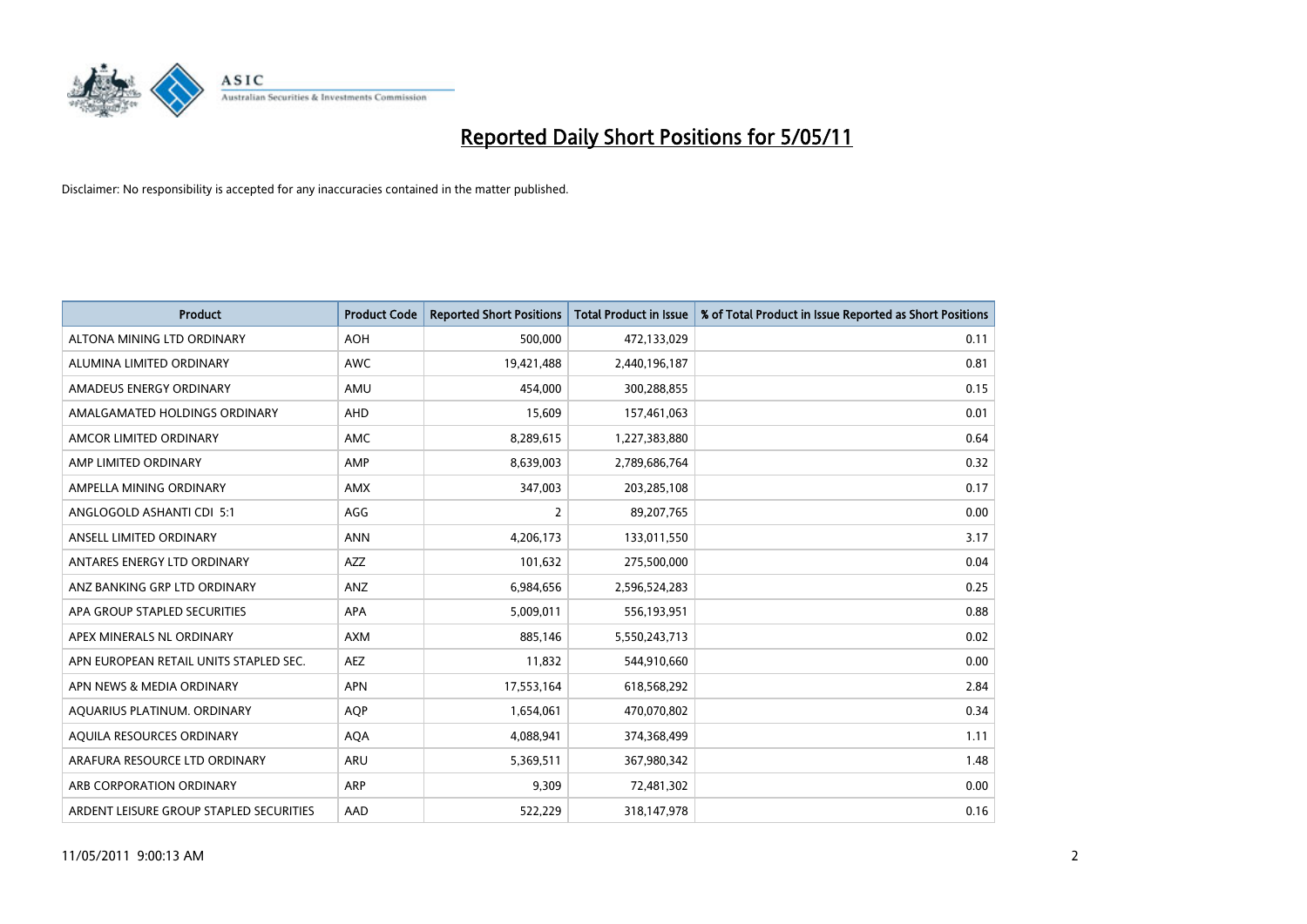# Reported Daily Short Positions for 5/05/11

Disclaimer: No responsibility is accepted for any inaccuracies contained in the matter published.

| Product | Product Code | Reported Short Positions | Total Product in Issue | % of Total Product in Issue Reported as Short Positions |
|---|---|---|---|---|
| ALTONA MINING LTD ORDINARY | AOH | 500,000 | 472,133,029 | 0.11 |
| ALUMINA LIMITED ORDINARY | AWC | 19,421,488 | 2,440,196,187 | 0.81 |
| AMADEUS ENERGY ORDINARY | AMU | 454,000 | 300,288,855 | 0.15 |
| AMALGAMATED HOLDINGS ORDINARY | AHD | 15,609 | 157,461,063 | 0.01 |
| AMCOR LIMITED ORDINARY | AMC | 8,289,615 | 1,227,383,880 | 0.64 |
| AMP LIMITED ORDINARY | AMP | 8,639,003 | 2,789,686,764 | 0.32 |
| AMPELLA MINING ORDINARY | AMX | 347,003 | 203,285,108 | 0.17 |
| ANGLOGOLD ASHANTI CDI 5:1 | AGG | 2 | 89,207,765 | 0.00 |
| ANSELL LIMITED ORDINARY | ANN | 4,206,173 | 133,011,550 | 3.17 |
| ANTARES ENERGY LTD ORDINARY | AZZ | 101,632 | 275,500,000 | 0.04 |
| ANZ BANKING GRP LTD ORDINARY | ANZ | 6,984,656 | 2,596,524,283 | 0.25 |
| APA GROUP STAPLED SECURITIES | APA | 5,009,011 | 556,193,951 | 0.88 |
| APEX MINERALS NL ORDINARY | AXM | 885,146 | 5,550,243,713 | 0.02 |
| APN EUROPEAN RETAIL UNITS STAPLED SEC. | AEZ | 11,832 | 544,910,660 | 0.00 |
| APN NEWS & MEDIA ORDINARY | APN | 17,553,164 | 618,568,292 | 2.84 |
| AQUARIUS PLATINUM. ORDINARY | AQP | 1,654,061 | 470,070,802 | 0.34 |
| AQUILA RESOURCES ORDINARY | AQA | 4,088,941 | 374,368,499 | 1.11 |
| ARAFURA RESOURCE LTD ORDINARY | ARU | 5,369,511 | 367,980,342 | 1.48 |
| ARB CORPORATION ORDINARY | ARP | 9,309 | 72,481,302 | 0.00 |
| ARDENT LEISURE GROUP STAPLED SECURITIES | AAD | 522,229 | 318,147,978 | 0.16 |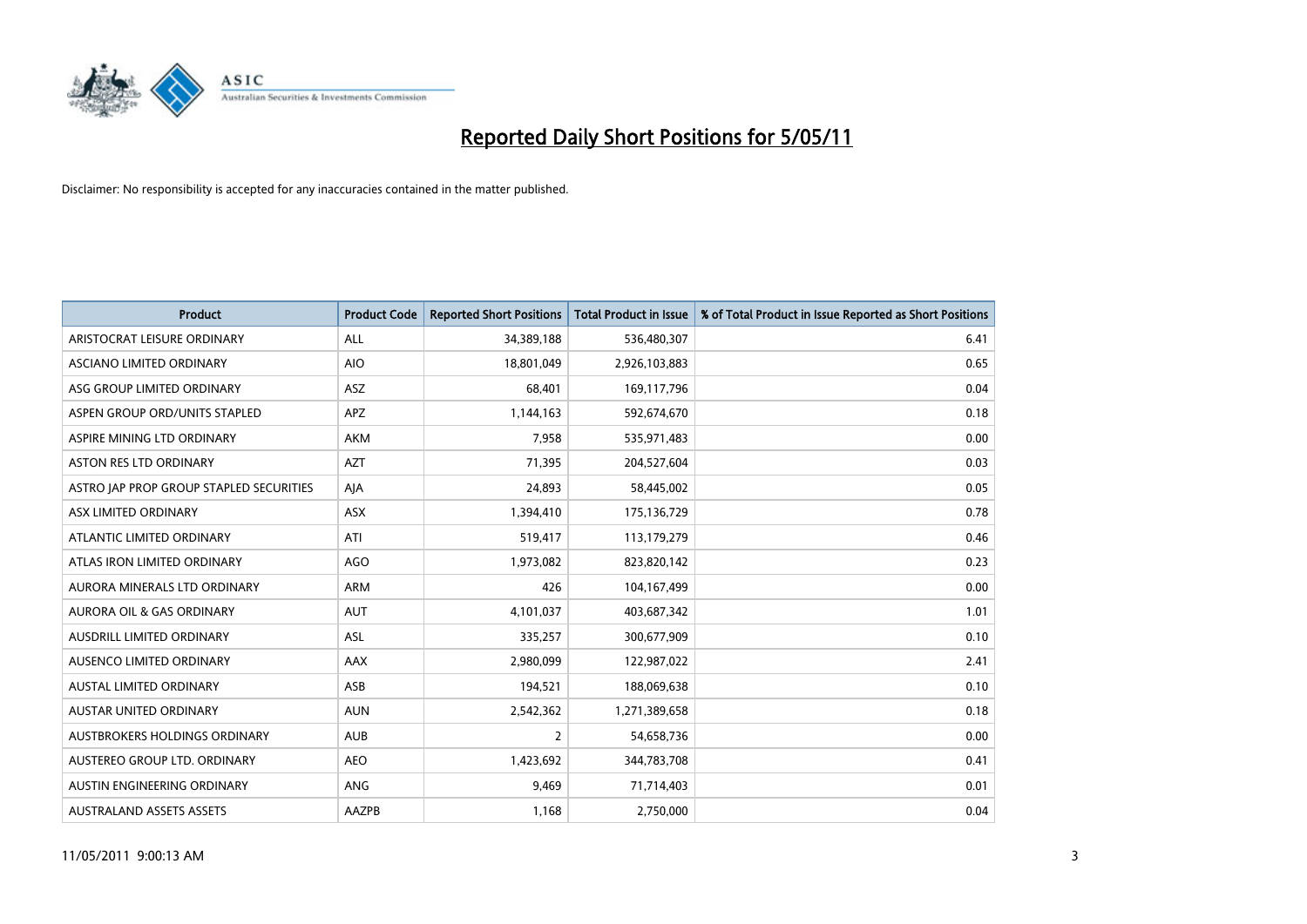# Reported Daily Short Positions for 5/05/11

Disclaimer: No responsibility is accepted for any inaccuracies contained in the matter published.

| Product | Product Code | Reported Short Positions | Total Product in Issue | % of Total Product in Issue Reported as Short Positions |
|---|---|---|---|---|
| ARISTOCRAT LEISURE ORDINARY | ALL | 34,389,188 | 536,480,307 | 6.41 |
| ASCIANO LIMITED ORDINARY | AIO | 18,801,049 | 2,926,103,883 | 0.65 |
| ASG GROUP LIMITED ORDINARY | ASZ | 68,401 | 169,117,796 | 0.04 |
| ASPEN GROUP ORD/UNITS STAPLED | APZ | 1,144,163 | 592,674,670 | 0.18 |
| ASPIRE MINING LTD ORDINARY | AKM | 7,958 | 535,971,483 | 0.00 |
| ASTON RES LTD ORDINARY | AZT | 71,395 | 204,527,604 | 0.03 |
| ASTRO JAP PROP GROUP STAPLED SECURITIES | AJA | 24,893 | 58,445,002 | 0.05 |
| ASX LIMITED ORDINARY | ASX | 1,394,410 | 175,136,729 | 0.78 |
| ATLANTIC LIMITED ORDINARY | ATI | 519,417 | 113,179,279 | 0.46 |
| ATLAS IRON LIMITED ORDINARY | AGO | 1,973,082 | 823,820,142 | 0.23 |
| AURORA MINERALS LTD ORDINARY | ARM | 426 | 104,167,499 | 0.00 |
| AURORA OIL & GAS ORDINARY | AUT | 4,101,037 | 403,687,342 | 1.01 |
| AUSDRILL LIMITED ORDINARY | ASL | 335,257 | 300,677,909 | 0.10 |
| AUSENCO LIMITED ORDINARY | AAX | 2,980,099 | 122,987,022 | 2.41 |
| AUSTAL LIMITED ORDINARY | ASB | 194,521 | 188,069,638 | 0.10 |
| AUSTAR UNITED ORDINARY | AUN | 2,542,362 | 1,271,389,658 | 0.18 |
| AUSTBROKERS HOLDINGS ORDINARY | AUB | 2 | 54,658,736 | 0.00 |
| AUSTEREO GROUP LTD. ORDINARY | AEO | 1,423,692 | 344,783,708 | 0.41 |
| AUSTIN ENGINEERING ORDINARY | ANG | 9,469 | 71,714,403 | 0.01 |
| AUSTRALAND ASSETS ASSETS | AAZPB | 1,168 | 2,750,000 | 0.04 |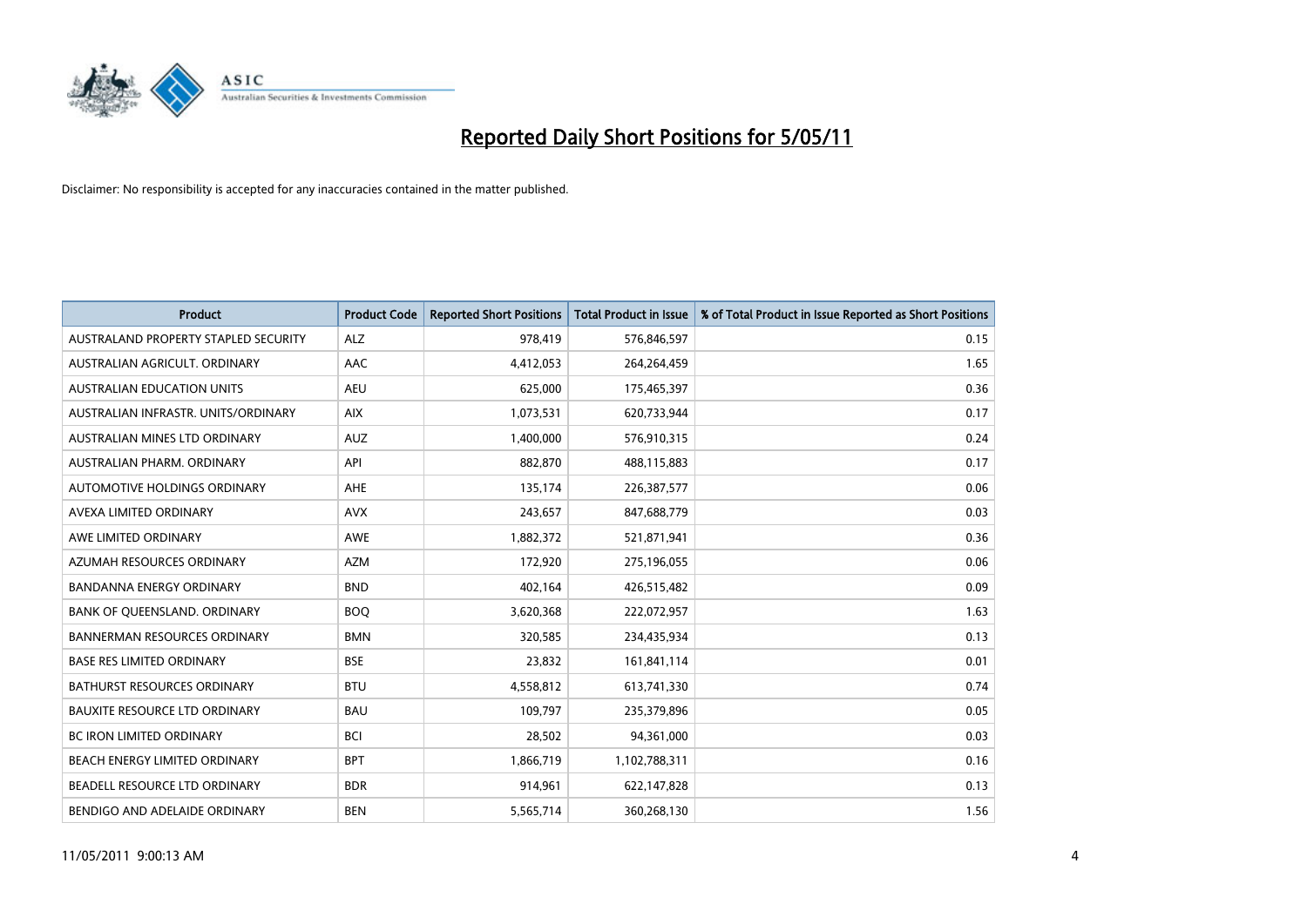# Reported Daily Short Positions for 5/05/11

Disclaimer: No responsibility is accepted for any inaccuracies contained in the matter published.

| Product | Product Code | Reported Short Positions | Total Product in Issue | % of Total Product in Issue Reported as Short Positions |
|---|---|---|---|---|
| AUSTRALAND PROPERTY STAPLED SECURITY | ALZ | 978,419 | 576,846,597 | 0.15 |
| AUSTRALIAN AGRICULT. ORDINARY | AAC | 4,412,053 | 264,264,459 | 1.65 |
| AUSTRALIAN EDUCATION UNITS | AEU | 625,000 | 175,465,397 | 0.36 |
| AUSTRALIAN INFRASTR. UNITS/ORDINARY | AIX | 1,073,531 | 620,733,944 | 0.17 |
| AUSTRALIAN MINES LTD ORDINARY | AUZ | 1,400,000 | 576,910,315 | 0.24 |
| AUSTRALIAN PHARM. ORDINARY | API | 882,870 | 488,115,883 | 0.17 |
| AUTOMOTIVE HOLDINGS ORDINARY | AHE | 135,174 | 226,387,577 | 0.06 |
| AVEXA LIMITED ORDINARY | AVX | 243,657 | 847,688,779 | 0.03 |
| AWE LIMITED ORDINARY | AWE | 1,882,372 | 521,871,941 | 0.36 |
| AZUMAH RESOURCES ORDINARY | AZM | 172,920 | 275,196,055 | 0.06 |
| BANDANNA ENERGY ORDINARY | BND | 402,164 | 426,515,482 | 0.09 |
| BANK OF QUEENSLAND. ORDINARY | BOQ | 3,620,368 | 222,072,957 | 1.63 |
| BANNERMAN RESOURCES ORDINARY | BMN | 320,585 | 234,435,934 | 0.13 |
| BASE RES LIMITED ORDINARY | BSE | 23,832 | 161,841,114 | 0.01 |
| BATHURST RESOURCES ORDINARY | BTU | 4,558,812 | 613,741,330 | 0.74 |
| BAUXITE RESOURCE LTD ORDINARY | BAU | 109,797 | 235,379,896 | 0.05 |
| BC IRON LIMITED ORDINARY | BCI | 28,502 | 94,361,000 | 0.03 |
| BEACH ENERGY LIMITED ORDINARY | BPT | 1,866,719 | 1,102,788,311 | 0.16 |
| BEADELL RESOURCE LTD ORDINARY | BDR | 914,961 | 622,147,828 | 0.13 |
| BENDIGO AND ADELAIDE ORDINARY | BEN | 5,565,714 | 360,268,130 | 1.56 |

11/05/2011 9:00:13 AM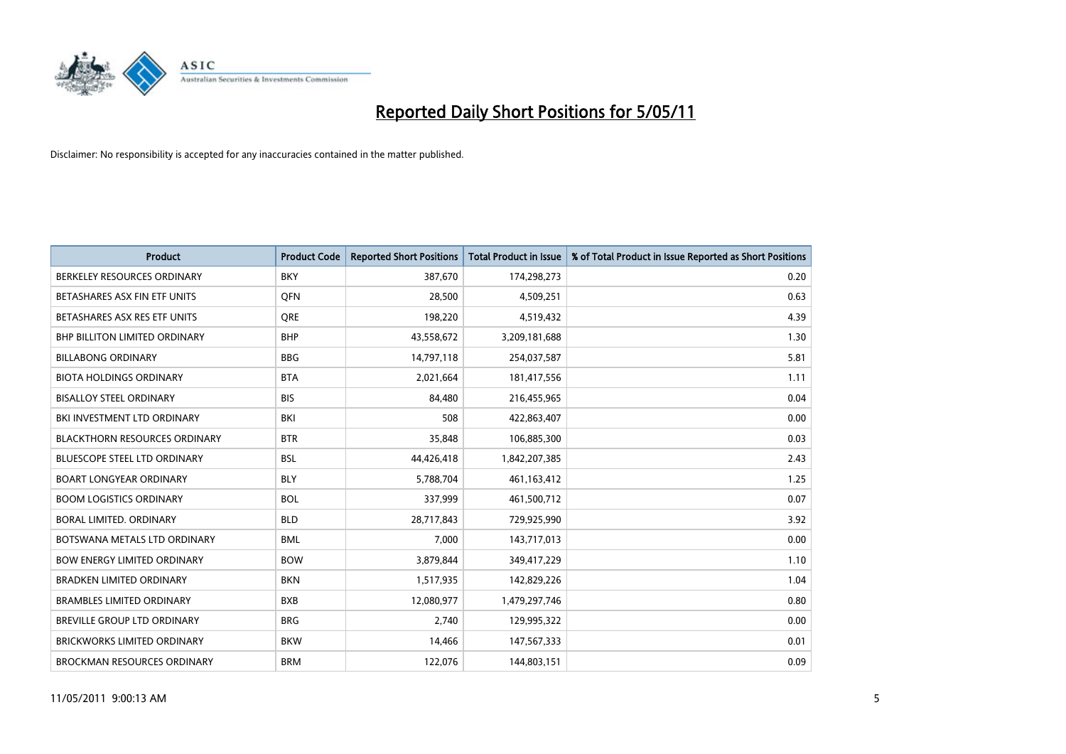# Reported Daily Short Positions for 5/05/11

Disclaimer: No responsibility is accepted for any inaccuracies contained in the matter published.

| Product | Product Code | Reported Short Positions | Total Product in Issue | % of Total Product in Issue Reported as Short Positions |
| --- | --- | --- | --- | --- |
| BERKELEY RESOURCES ORDINARY | BKY | 387,670 | 174,298,273 | 0.20 |
| BETASHARES ASX FIN ETF UNITS | QFN | 28,500 | 4,509,251 | 0.63 |
| BETASHARES ASX RES ETF UNITS | QRE | 198,220 | 4,519,432 | 4.39 |
| BHP BILLITON LIMITED ORDINARY | BHP | 43,558,672 | 3,209,181,688 | 1.30 |
| BILLABONG ORDINARY | BBG | 14,797,118 | 254,037,587 | 5.81 |
| BIOTA HOLDINGS ORDINARY | BTA | 2,021,664 | 181,417,556 | 1.11 |
| BISALLOY STEEL ORDINARY | BIS | 84,480 | 216,455,965 | 0.04 |
| BKI INVESTMENT LTD ORDINARY | BKI | 508 | 422,863,407 | 0.00 |
| BLACKTHORN RESOURCES ORDINARY | BTR | 35,848 | 106,885,300 | 0.03 |
| BLUESCOPE STEEL LTD ORDINARY | BSL | 44,426,418 | 1,842,207,385 | 2.43 |
| BOART LONGYEAR ORDINARY | BLY | 5,788,704 | 461,163,412 | 1.25 |
| BOOM LOGISTICS ORDINARY | BOL | 337,999 | 461,500,712 | 0.07 |
| BORAL LIMITED. ORDINARY | BLD | 28,717,843 | 729,925,990 | 3.92 |
| BOTSWANA METALS LTD ORDINARY | BML | 7,000 | 143,717,013 | 0.00 |
| BOW ENERGY LIMITED ORDINARY | BOW | 3,879,844 | 349,417,229 | 1.10 |
| BRADKEN LIMITED ORDINARY | BKN | 1,517,935 | 142,829,226 | 1.04 |
| BRAMBLES LIMITED ORDINARY | BXB | 12,080,977 | 1,479,297,746 | 0.80 |
| BREVILLE GROUP LTD ORDINARY | BRG | 2,740 | 129,995,322 | 0.00 |
| BRICKWORKS LIMITED ORDINARY | BKW | 14,466 | 147,567,333 | 0.01 |
| BROCKMAN RESOURCES ORDINARY | BRM | 122,076 | 144,803,151 | 0.09 |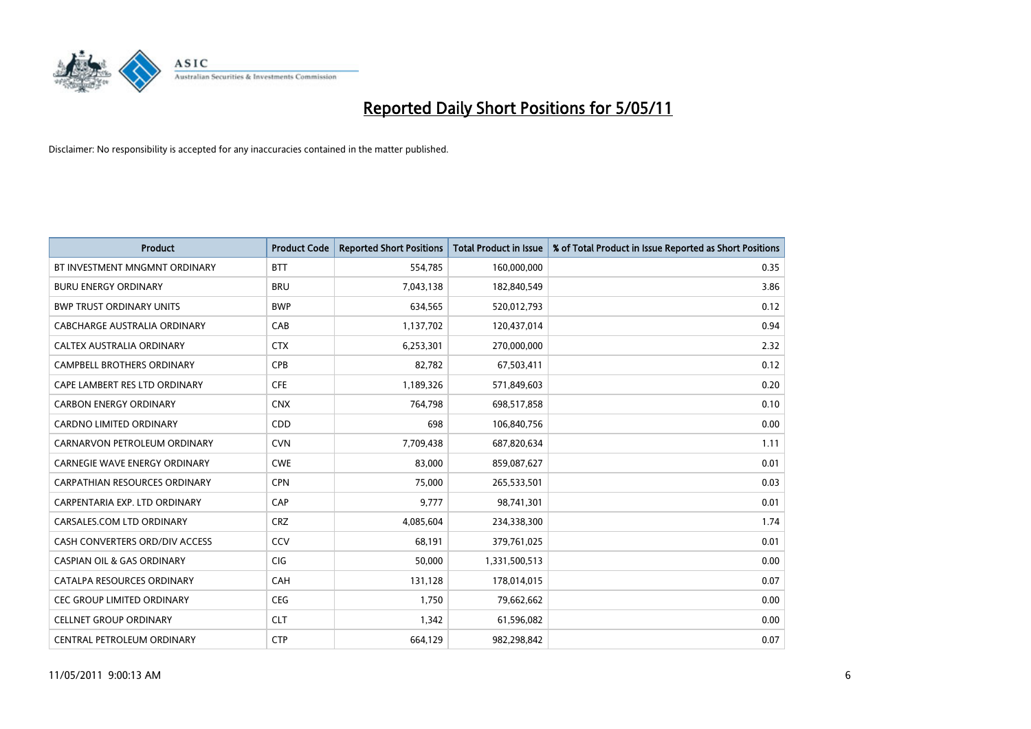# Reported Daily Short Positions for 5/05/11

Disclaimer: No responsibility is accepted for any inaccuracies contained in the matter published.

| Product | Product Code | Reported Short Positions | Total Product in Issue | % of Total Product in Issue Reported as Short Positions |
|---|---|---|---|---|
| BT INVESTMENT MNGMNT ORDINARY | BTT | 554,785 | 160,000,000 | 0.35 |
| BURU ENERGY ORDINARY | BRU | 7,043,138 | 182,840,549 | 3.86 |
| BWP TRUST ORDINARY UNITS | BWP | 634,565 | 520,012,793 | 0.12 |
| CABCHARGE AUSTRALIA ORDINARY | CAB | 1,137,702 | 120,437,014 | 0.94 |
| CALTEX AUSTRALIA ORDINARY | CTX | 6,253,301 | 270,000,000 | 2.32 |
| CAMPBELL BROTHERS ORDINARY | CPB | 82,782 | 67,503,411 | 0.12 |
| CAPE LAMBERT RES LTD ORDINARY | CFE | 1,189,326 | 571,849,603 | 0.20 |
| CARBON ENERGY ORDINARY | CNX | 764,798 | 698,517,858 | 0.10 |
| CARDNO LIMITED ORDINARY | CDD | 698 | 106,840,756 | 0.00 |
| CARNARVON PETROLEUM ORDINARY | CVN | 7,709,438 | 687,820,634 | 1.11 |
| CARNEGIE WAVE ENERGY ORDINARY | CWE | 83,000 | 859,087,627 | 0.01 |
| CARPATHIAN RESOURCES ORDINARY | CPN | 75,000 | 265,533,501 | 0.03 |
| CARPENTARIA EXP. LTD ORDINARY | CAP | 9,777 | 98,741,301 | 0.01 |
| CARSALES.COM LTD ORDINARY | CRZ | 4,085,604 | 234,338,300 | 1.74 |
| CASH CONVERTERS ORD/DIV ACCESS | CCV | 68,191 | 379,761,025 | 0.01 |
| CASPIAN OIL & GAS ORDINARY | CIG | 50,000 | 1,331,500,513 | 0.00 |
| CATALPA RESOURCES ORDINARY | CAH | 131,128 | 178,014,015 | 0.07 |
| CEC GROUP LIMITED ORDINARY | CEG | 1,750 | 79,662,662 | 0.00 |
| CELLNET GROUP ORDINARY | CLT | 1,342 | 61,596,082 | 0.00 |
| CENTRAL PETROLEUM ORDINARY | CTP | 664,129 | 982,298,842 | 0.07 |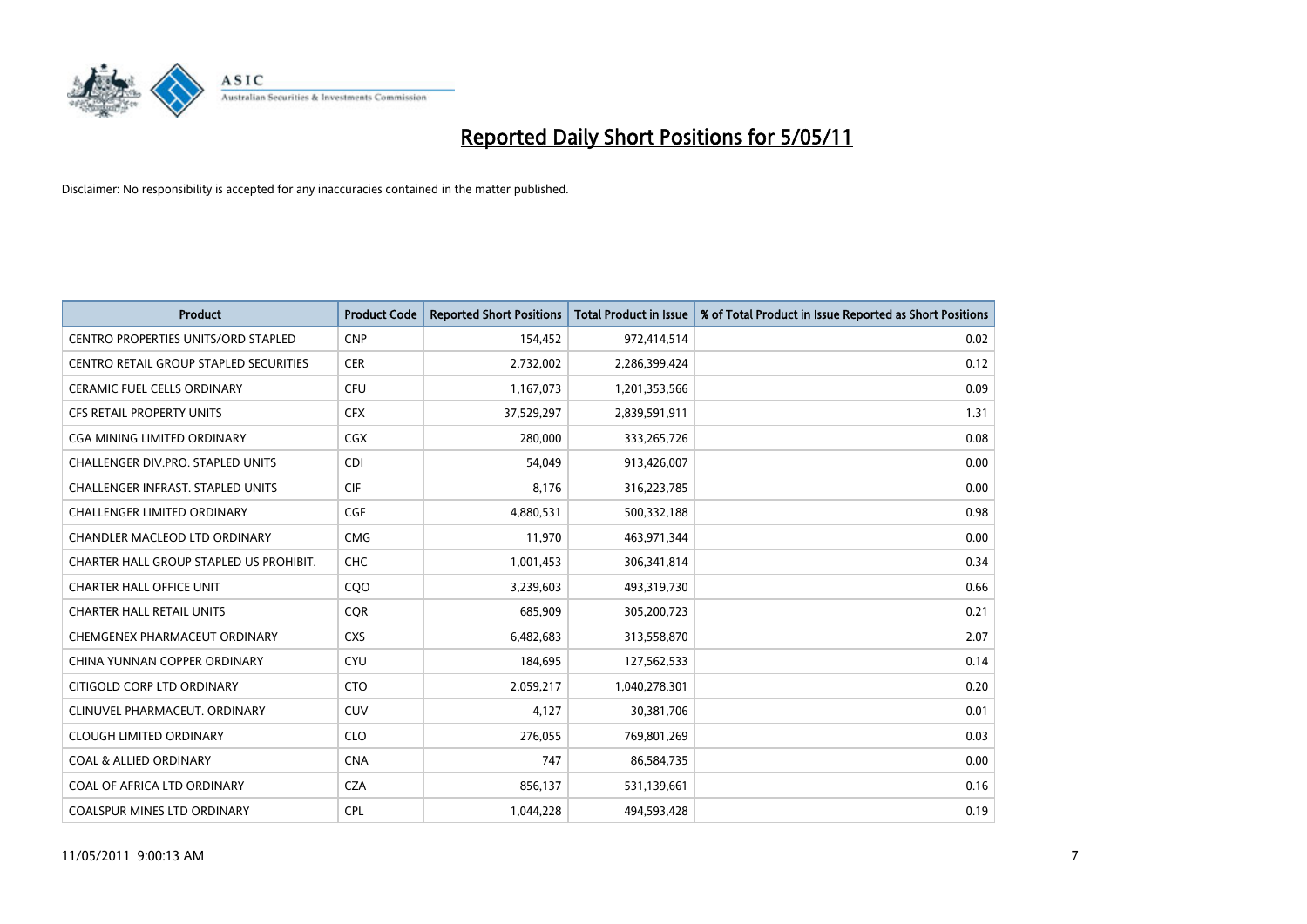# Reported Daily Short Positions for 5/05/11

Disclaimer: No responsibility is accepted for any inaccuracies contained in the matter published.

| Product | Product Code | Reported Short Positions | Total Product in Issue | % of Total Product in Issue Reported as Short Positions |
|---|---|---|---|---|
| CENTRO PROPERTIES UNITS/ORD STAPLED | CNP | 154,452 | 972,414,514 | 0.02 |
| CENTRO RETAIL GROUP STAPLED SECURITIES | CER | 2,732,002 | 2,286,399,424 | 0.12 |
| CERAMIC FUEL CELLS ORDINARY | CFU | 1,167,073 | 1,201,353,566 | 0.09 |
| CFS RETAIL PROPERTY UNITS | CFX | 37,529,297 | 2,839,591,911 | 1.31 |
| CGA MINING LIMITED ORDINARY | CGX | 280,000 | 333,265,726 | 0.08 |
| CHALLENGER DIV.PRO. STAPLED UNITS | CDI | 54,049 | 913,426,007 | 0.00 |
| CHALLENGER INFRAST. STAPLED UNITS | CIF | 8,176 | 316,223,785 | 0.00 |
| CHALLENGER LIMITED ORDINARY | CGF | 4,880,531 | 500,332,188 | 0.98 |
| CHANDLER MACLEOD LTD ORDINARY | CMG | 11,970 | 463,971,344 | 0.00 |
| CHARTER HALL GROUP STAPLED US PROHIBIT. | CHC | 1,001,453 | 306,341,814 | 0.34 |
| CHARTER HALL OFFICE UNIT | CQO | 3,239,603 | 493,319,730 | 0.66 |
| CHARTER HALL RETAIL UNITS | CQR | 685,909 | 305,200,723 | 0.21 |
| CHEMGENEX PHARMACEUT ORDINARY | CXS | 6,482,683 | 313,558,870 | 2.07 |
| CHINA YUNNAN COPPER ORDINARY | CYU | 184,695 | 127,562,533 | 0.14 |
| CITIGOLD CORP LTD ORDINARY | CTO | 2,059,217 | 1,040,278,301 | 0.20 |
| CLINUVEL PHARMACEUT. ORDINARY | CUV | 4,127 | 30,381,706 | 0.01 |
| CLOUGH LIMITED ORDINARY | CLO | 276,055 | 769,801,269 | 0.03 |
| COAL & ALLIED ORDINARY | CNA | 747 | 86,584,735 | 0.00 |
| COAL OF AFRICA LTD ORDINARY | CZA | 856,137 | 531,139,661 | 0.16 |
| COALSPUR MINES LTD ORDINARY | CPL | 1,044,228 | 494,593,428 | 0.19 |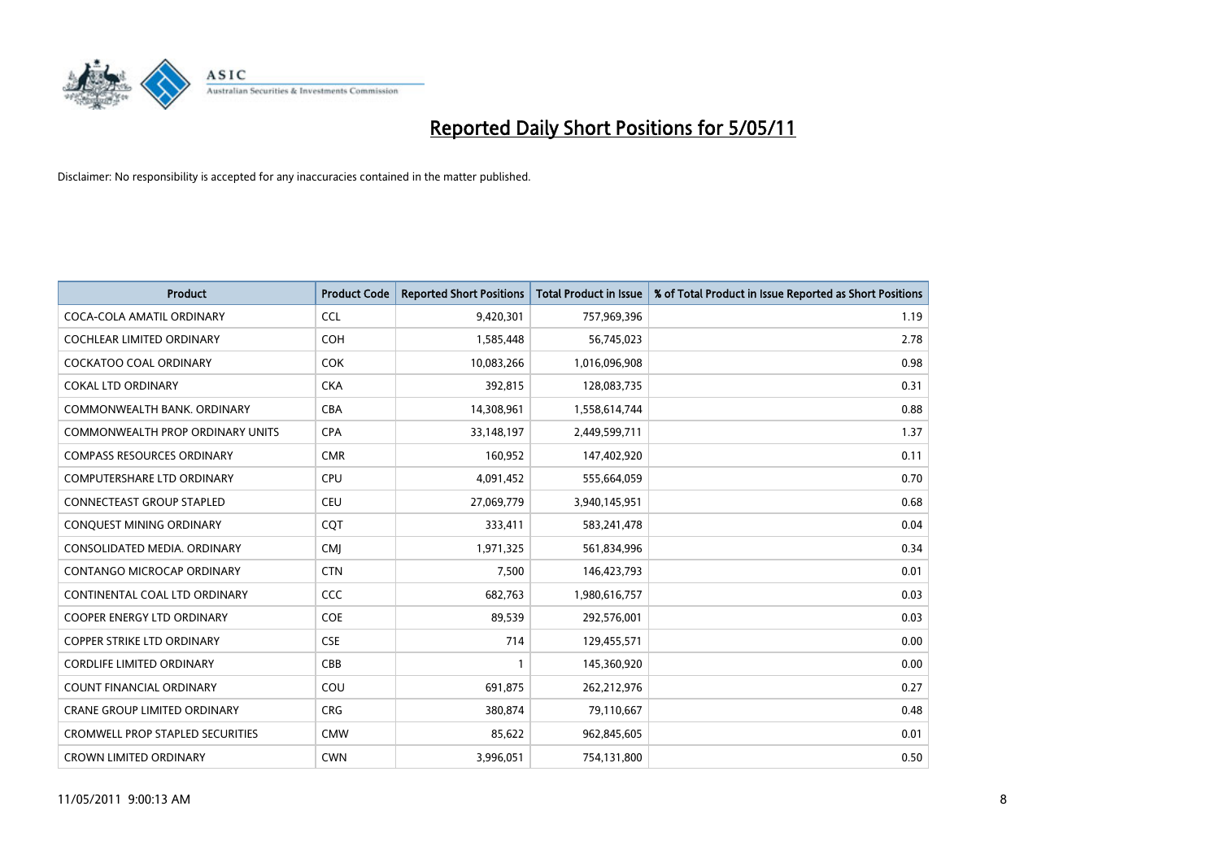# Reported Daily Short Positions for 5/05/11

Disclaimer: No responsibility is accepted for any inaccuracies contained in the matter published.

| Product | Product Code | Reported Short Positions | Total Product in Issue | % of Total Product in Issue Reported as Short Positions |
|---|---|---|---|---|
| COCA-COLA AMATIL ORDINARY | CCL | 9,420,301 | 757,969,396 | 1.19 |
| COCHLEAR LIMITED ORDINARY | COH | 1,585,448 | 56,745,023 | 2.78 |
| COCKATOO COAL ORDINARY | COK | 10,083,266 | 1,016,096,908 | 0.98 |
| COKAL LTD ORDINARY | CKA | 392,815 | 128,083,735 | 0.31 |
| COMMONWEALTH BANK. ORDINARY | CBA | 14,308,961 | 1,558,614,744 | 0.88 |
| COMMONWEALTH PROP ORDINARY UNITS | CPA | 33,148,197 | 2,449,599,711 | 1.37 |
| COMPASS RESOURCES ORDINARY | CMR | 160,952 | 147,402,920 | 0.11 |
| COMPUTERSHARE LTD ORDINARY | CPU | 4,091,452 | 555,664,059 | 0.70 |
| CONNECTEAST GROUP STAPLED | CEU | 27,069,779 | 3,940,145,951 | 0.68 |
| CONQUEST MINING ORDINARY | CQT | 333,411 | 583,241,478 | 0.04 |
| CONSOLIDATED MEDIA. ORDINARY | CMJ | 1,971,325 | 561,834,996 | 0.34 |
| CONTANGO MICROCAP ORDINARY | CTN | 7,500 | 146,423,793 | 0.01 |
| CONTINENTAL COAL LTD ORDINARY | CCC | 682,763 | 1,980,616,757 | 0.03 |
| COOPER ENERGY LTD ORDINARY | COE | 89,539 | 292,576,001 | 0.03 |
| COPPER STRIKE LTD ORDINARY | CSE | 714 | 129,455,571 | 0.00 |
| CORDLIFE LIMITED ORDINARY | CBB | 1 | 145,360,920 | 0.00 |
| COUNT FINANCIAL ORDINARY | COU | 691,875 | 262,212,976 | 0.27 |
| CRANE GROUP LIMITED ORDINARY | CRG | 380,874 | 79,110,667 | 0.48 |
| CROMWELL PROP STAPLED SECURITIES | CMW | 85,622 | 962,845,605 | 0.01 |
| CROWN LIMITED ORDINARY | CWN | 3,996,051 | 754,131,800 | 0.50 |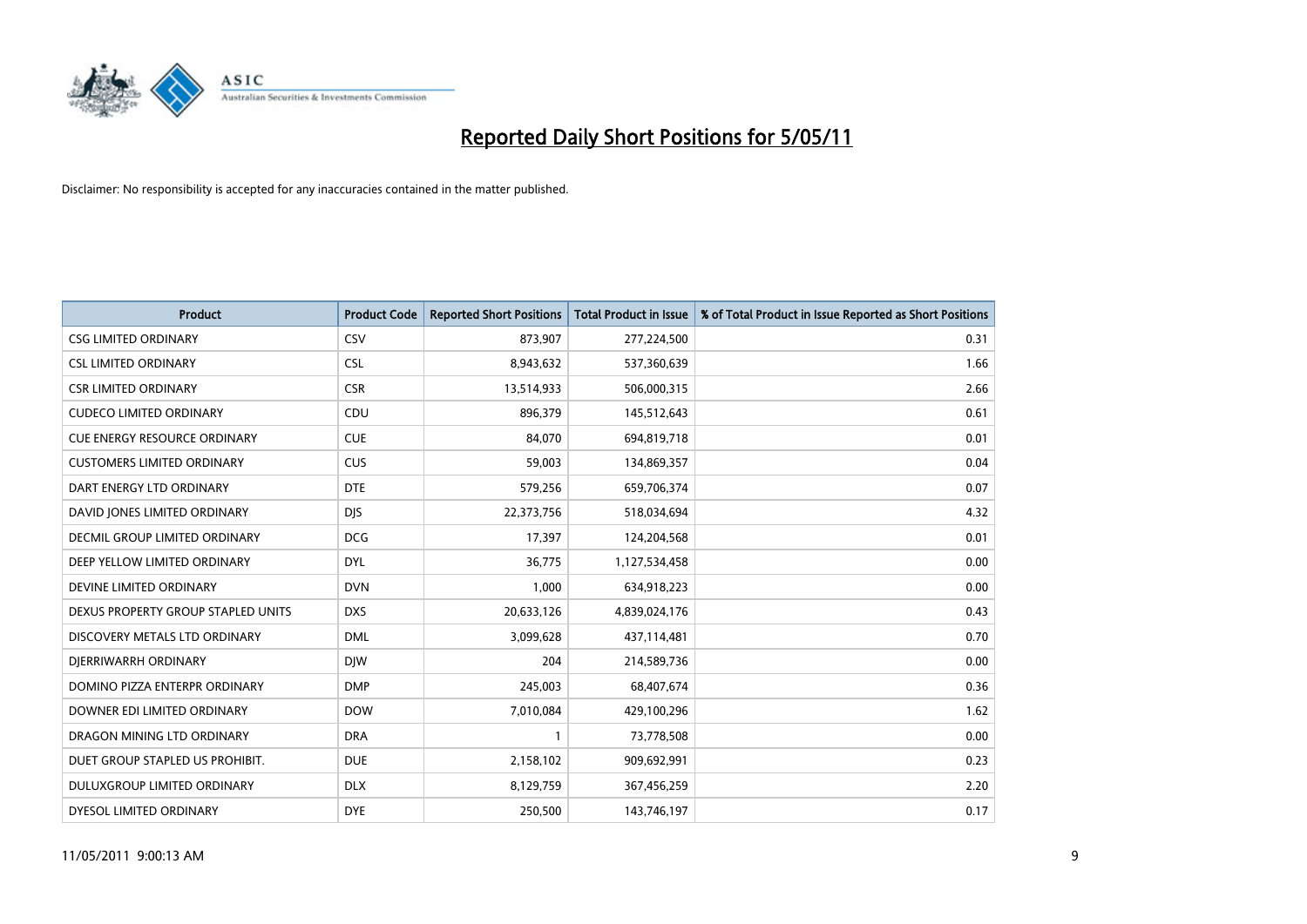# Reported Daily Short Positions for 5/05/11

Disclaimer: No responsibility is accepted for any inaccuracies contained in the matter published.

| Product | Product Code | Reported Short Positions | Total Product in Issue | % of Total Product in Issue Reported as Short Positions |
|---|---|---|---|---|
| CSG LIMITED ORDINARY | CSV | 873,907 | 277,224,500 | 0.31 |
| CSL LIMITED ORDINARY | CSL | 8,943,632 | 537,360,639 | 1.66 |
| CSR LIMITED ORDINARY | CSR | 13,514,933 | 506,000,315 | 2.66 |
| CUDECO LIMITED ORDINARY | CDU | 896,379 | 145,512,643 | 0.61 |
| CUE ENERGY RESOURCE ORDINARY | CUE | 84,070 | 694,819,718 | 0.01 |
| CUSTOMERS LIMITED ORDINARY | CUS | 59,003 | 134,869,357 | 0.04 |
| DART ENERGY LTD ORDINARY | DTE | 579,256 | 659,706,374 | 0.07 |
| DAVID JONES LIMITED ORDINARY | DJS | 22,373,756 | 518,034,694 | 4.32 |
| DECMIL GROUP LIMITED ORDINARY | DCG | 17,397 | 124,204,568 | 0.01 |
| DEEP YELLOW LIMITED ORDINARY | DYL | 36,775 | 1,127,534,458 | 0.00 |
| DEVINE LIMITED ORDINARY | DVN | 1,000 | 634,918,223 | 0.00 |
| DEXUS PROPERTY GROUP STAPLED UNITS | DXS | 20,633,126 | 4,839,024,176 | 0.43 |
| DISCOVERY METALS LTD ORDINARY | DML | 3,099,628 | 437,114,481 | 0.70 |
| DJERRIWARRH ORDINARY | DJW | 204 | 214,589,736 | 0.00 |
| DOMINO PIZZA ENTERPR ORDINARY | DMP | 245,003 | 68,407,674 | 0.36 |
| DOWNER EDI LIMITED ORDINARY | DOW | 7,010,084 | 429,100,296 | 1.62 |
| DRAGON MINING LTD ORDINARY | DRA | 1 | 73,778,508 | 0.00 |
| DUET GROUP STAPLED US PROHIBIT. | DUE | 2,158,102 | 909,692,991 | 0.23 |
| DULUXGROUP LIMITED ORDINARY | DLX | 8,129,759 | 367,456,259 | 2.20 |
| DYESOL LIMITED ORDINARY | DYE | 250,500 | 143,746,197 | 0.17 |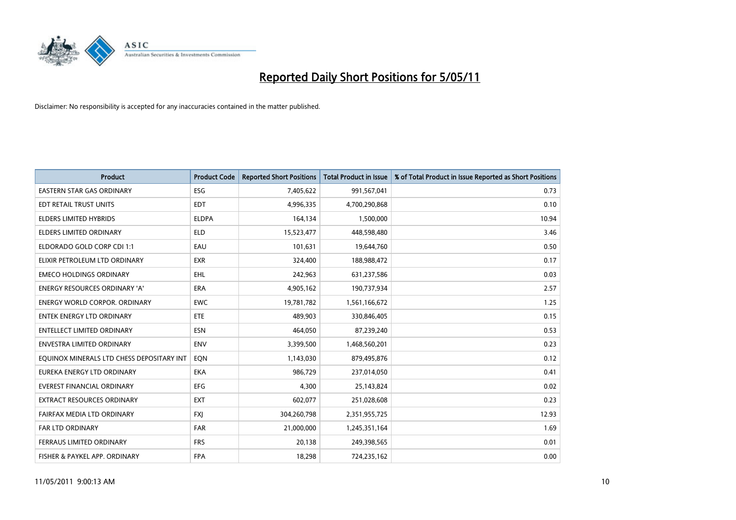# Reported Daily Short Positions for 5/05/11

Disclaimer: No responsibility is accepted for any inaccuracies contained in the matter published.

| Product | Product Code | Reported Short Positions | Total Product in Issue | % of Total Product in Issue Reported as Short Positions |
|---|---|---|---|---|
| EASTERN STAR GAS ORDINARY | ESG | 7,405,622 | 991,567,041 | 0.73 |
| EDT RETAIL TRUST UNITS | EDT | 4,996,335 | 4,700,290,868 | 0.10 |
| ELDERS LIMITED HYBRIDS | ELDPA | 164,134 | 1,500,000 | 10.94 |
| ELDERS LIMITED ORDINARY | ELD | 15,523,477 | 448,598,480 | 3.46 |
| ELDORADO GOLD CORP CDI 1:1 | EAU | 101,631 | 19,644,760 | 0.50 |
| ELIXIR PETROLEUM LTD ORDINARY | EXR | 324,400 | 188,988,472 | 0.17 |
| EMECO HOLDINGS ORDINARY | EHL | 242,963 | 631,237,586 | 0.03 |
| ENERGY RESOURCES ORDINARY 'A' | ERA | 4,905,162 | 190,737,934 | 2.57 |
| ENERGY WORLD CORPOR. ORDINARY | EWC | 19,781,782 | 1,561,166,672 | 1.25 |
| ENTEK ENERGY LTD ORDINARY | ETE | 489,903 | 330,846,405 | 0.15 |
| ENTELLECT LIMITED ORDINARY | ESN | 464,050 | 87,239,240 | 0.53 |
| ENVESTRA LIMITED ORDINARY | ENV | 3,399,500 | 1,468,560,201 | 0.23 |
| EQUINOX MINERALS LTD CHESS DEPOSITARY INT | EQN | 1,143,030 | 879,495,876 | 0.12 |
| EUREKA ENERGY LTD ORDINARY | EKA | 986,729 | 237,014,050 | 0.41 |
| EVEREST FINANCIAL ORDINARY | EFG | 4,300 | 25,143,824 | 0.02 |
| EXTRACT RESOURCES ORDINARY | EXT | 602,077 | 251,028,608 | 0.23 |
| FAIRFAX MEDIA LTD ORDINARY | FXJ | 304,260,798 | 2,351,955,725 | 12.93 |
| FAR LTD ORDINARY | FAR | 21,000,000 | 1,245,351,164 | 1.69 |
| FERRAUS LIMITED ORDINARY | FRS | 20,138 | 249,398,565 | 0.01 |
| FISHER & PAYKEL APP. ORDINARY | FPA | 18,298 | 724,235,162 | 0.00 |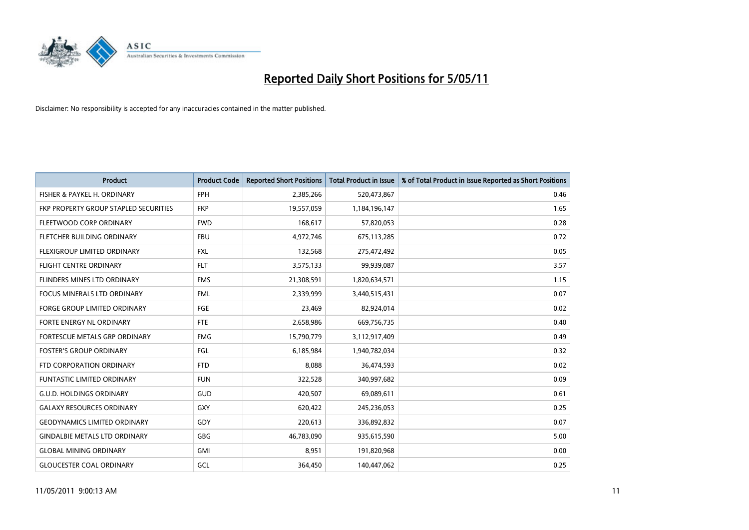# Reported Daily Short Positions for 5/05/11

Disclaimer: No responsibility is accepted for any inaccuracies contained in the matter published.

| Product | Product Code | Reported Short Positions | Total Product in Issue | % of Total Product in Issue Reported as Short Positions |
|---|---|---|---|---|
| FISHER & PAYKEL H. ORDINARY | FPH | 2,385,266 | 520,473,867 | 0.46 |
| FKP PROPERTY GROUP STAPLED SECURITIES | FKP | 19,557,059 | 1,184,196,147 | 1.65 |
| FLEETWOOD CORP ORDINARY | FWD | 168,617 | 57,820,053 | 0.28 |
| FLETCHER BUILDING ORDINARY | FBU | 4,972,746 | 675,113,285 | 0.72 |
| FLEXIGROUP LIMITED ORDINARY | FXL | 132,568 | 275,472,492 | 0.05 |
| FLIGHT CENTRE ORDINARY | FLT | 3,575,133 | 99,939,087 | 3.57 |
| FLINDERS MINES LTD ORDINARY | FMS | 21,308,591 | 1,820,634,571 | 1.15 |
| FOCUS MINERALS LTD ORDINARY | FML | 2,339,999 | 3,440,515,431 | 0.07 |
| FORGE GROUP LIMITED ORDINARY | FGE | 23,469 | 82,924,014 | 0.02 |
| FORTE ENERGY NL ORDINARY | FTE | 2,658,986 | 669,756,735 | 0.40 |
| FORTESCUE METALS GRP ORDINARY | FMG | 15,790,779 | 3,112,917,409 | 0.49 |
| FOSTER'S GROUP ORDINARY | FGL | 6,185,984 | 1,940,782,034 | 0.32 |
| FTD CORPORATION ORDINARY | FTD | 8,088 | 36,474,593 | 0.02 |
| FUNTASTIC LIMITED ORDINARY | FUN | 322,528 | 340,997,682 | 0.09 |
| G.U.D. HOLDINGS ORDINARY | GUD | 420,507 | 69,089,611 | 0.61 |
| GALAXY RESOURCES ORDINARY | GXY | 620,422 | 245,236,053 | 0.25 |
| GEODYNAMICS LIMITED ORDINARY | GDY | 220,613 | 336,892,832 | 0.07 |
| GINDALBIE METALS LTD ORDINARY | GBG | 46,783,090 | 935,615,590 | 5.00 |
| GLOBAL MINING ORDINARY | GMI | 8,951 | 191,820,968 | 0.00 |
| GLOUCESTER COAL ORDINARY | GCL | 364,450 | 140,447,062 | 0.25 |

11/05/2011 9:00:13 AM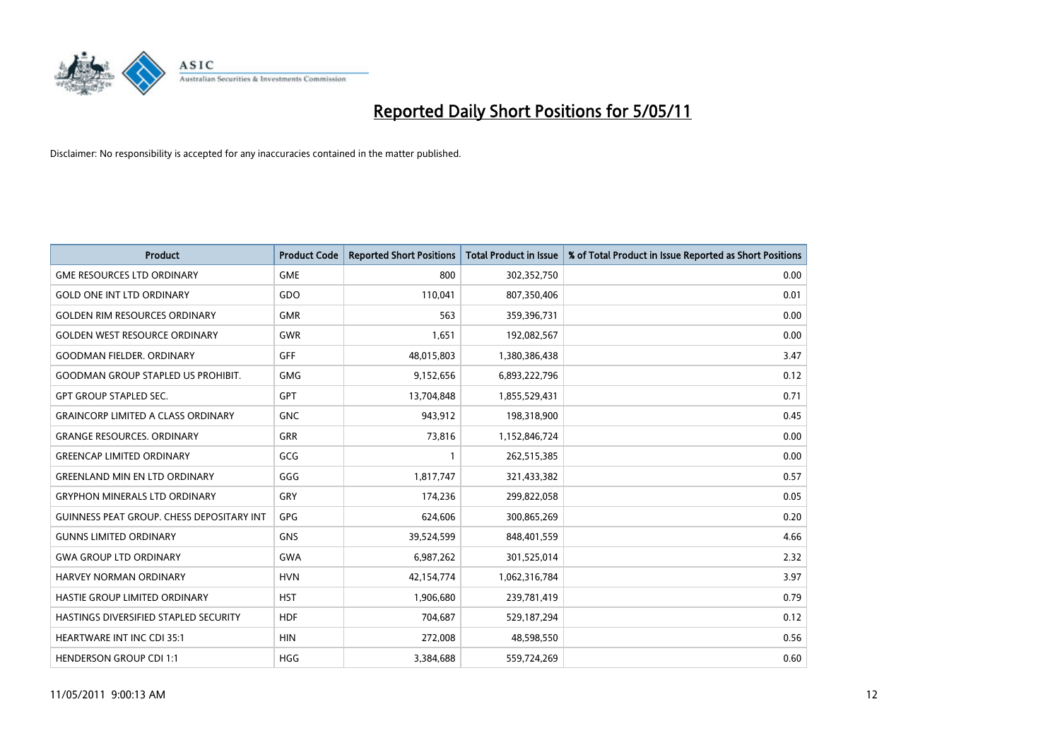# Reported Daily Short Positions for 5/05/11

Disclaimer: No responsibility is accepted for any inaccuracies contained in the matter published.

| Product | Product Code | Reported Short Positions | Total Product in Issue | % of Total Product in Issue Reported as Short Positions |
|---|---|---|---|---|
| GME RESOURCES LTD ORDINARY | GME | 800 | 302,352,750 | 0.00 |
| GOLD ONE INT LTD ORDINARY | GDO | 110,041 | 807,350,406 | 0.01 |
| GOLDEN RIM RESOURCES ORDINARY | GMR | 563 | 359,396,731 | 0.00 |
| GOLDEN WEST RESOURCE ORDINARY | GWR | 1,651 | 192,082,567 | 0.00 |
| GOODMAN FIELDER. ORDINARY | GFF | 48,015,803 | 1,380,386,438 | 3.47 |
| GOODMAN GROUP STAPLED US PROHIBIT. | GMG | 9,152,656 | 6,893,222,796 | 0.12 |
| GPT GROUP STAPLED SEC. | GPT | 13,704,848 | 1,855,529,431 | 0.71 |
| GRAINCORP LIMITED A CLASS ORDINARY | GNC | 943,912 | 198,318,900 | 0.45 |
| GRANGE RESOURCES. ORDINARY | GRR | 73,816 | 1,152,846,724 | 0.00 |
| GREENCAP LIMITED ORDINARY | GCG | 1 | 262,515,385 | 0.00 |
| GREENLAND MIN EN LTD ORDINARY | GGG | 1,817,747 | 321,433,382 | 0.57 |
| GRYPHON MINERALS LTD ORDINARY | GRY | 174,236 | 299,822,058 | 0.05 |
| GUINNESS PEAT GROUP. CHESS DEPOSITARY INT | GPG | 624,606 | 300,865,269 | 0.20 |
| GUNNS LIMITED ORDINARY | GNS | 39,524,599 | 848,401,559 | 4.66 |
| GWA GROUP LTD ORDINARY | GWA | 6,987,262 | 301,525,014 | 2.32 |
| HARVEY NORMAN ORDINARY | HVN | 42,154,774 | 1,062,316,784 | 3.97 |
| HASTIE GROUP LIMITED ORDINARY | HST | 1,906,680 | 239,781,419 | 0.79 |
| HASTINGS DIVERSIFIED STAPLED SECURITY | HDF | 704,687 | 529,187,294 | 0.12 |
| HEARTWARE INT INC CDI 35:1 | HIN | 272,008 | 48,598,550 | 0.56 |
| HENDERSON GROUP CDI 1:1 | HGG | 3,384,688 | 559,724,269 | 0.60 |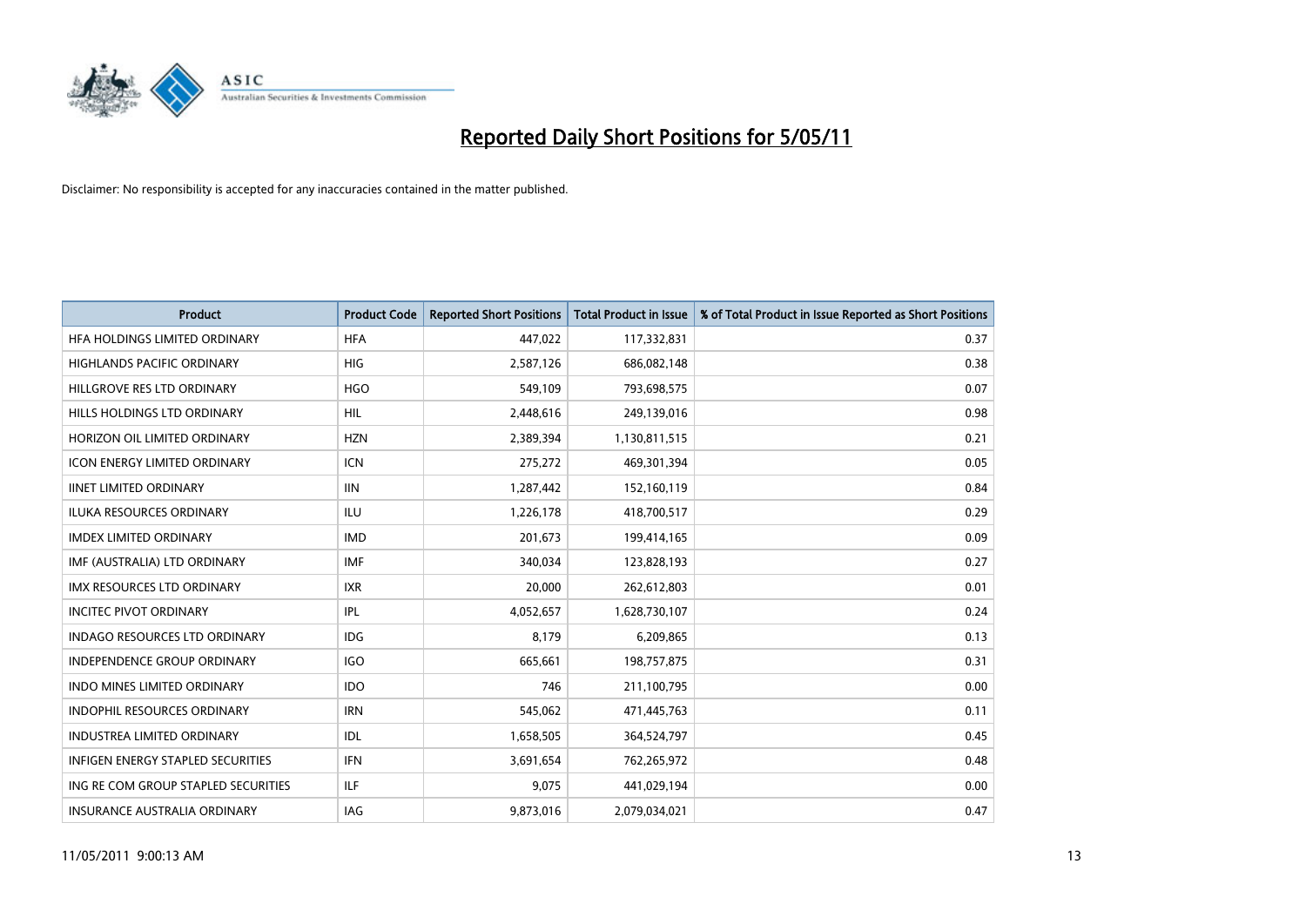# Reported Daily Short Positions for 5/05/11

Disclaimer: No responsibility is accepted for any inaccuracies contained in the matter published.

| Product | Product Code | Reported Short Positions | Total Product in Issue | % of Total Product in Issue Reported as Short Positions |
|---|---|---|---|---|
| HFA HOLDINGS LIMITED ORDINARY | HFA | 447,022 | 117,332,831 | 0.37 |
| HIGHLANDS PACIFIC ORDINARY | HIG | 2,587,126 | 686,082,148 | 0.38 |
| HILLGROVE RES LTD ORDINARY | HGO | 549,109 | 793,698,575 | 0.07 |
| HILLS HOLDINGS LTD ORDINARY | HIL | 2,448,616 | 249,139,016 | 0.98 |
| HORIZON OIL LIMITED ORDINARY | HZN | 2,389,394 | 1,130,811,515 | 0.21 |
| ICON ENERGY LIMITED ORDINARY | ICN | 275,272 | 469,301,394 | 0.05 |
| IINET LIMITED ORDINARY | IIN | 1,287,442 | 152,160,119 | 0.84 |
| ILUKA RESOURCES ORDINARY | ILU | 1,226,178 | 418,700,517 | 0.29 |
| IMDEX LIMITED ORDINARY | IMD | 201,673 | 199,414,165 | 0.09 |
| IMF (AUSTRALIA) LTD ORDINARY | IMF | 340,034 | 123,828,193 | 0.27 |
| IMX RESOURCES LTD ORDINARY | IXR | 20,000 | 262,612,803 | 0.01 |
| INCITEC PIVOT ORDINARY | IPL | 4,052,657 | 1,628,730,107 | 0.24 |
| INDAGO RESOURCES LTD ORDINARY | IDG | 8,179 | 6,209,865 | 0.13 |
| INDEPENDENCE GROUP ORDINARY | IGO | 665,661 | 198,757,875 | 0.31 |
| INDO MINES LIMITED ORDINARY | IDO | 746 | 211,100,795 | 0.00 |
| INDOPHIL RESOURCES ORDINARY | IRN | 545,062 | 471,445,763 | 0.11 |
| INDUSTREA LIMITED ORDINARY | IDL | 1,658,505 | 364,524,797 | 0.45 |
| INFIGEN ENERGY STAPLED SECURITIES | IFN | 3,691,654 | 762,265,972 | 0.48 |
| ING RE COM GROUP STAPLED SECURITIES | ILF | 9,075 | 441,029,194 | 0.00 |
| INSURANCE AUSTRALIA ORDINARY | IAG | 9,873,016 | 2,079,034,021 | 0.47 |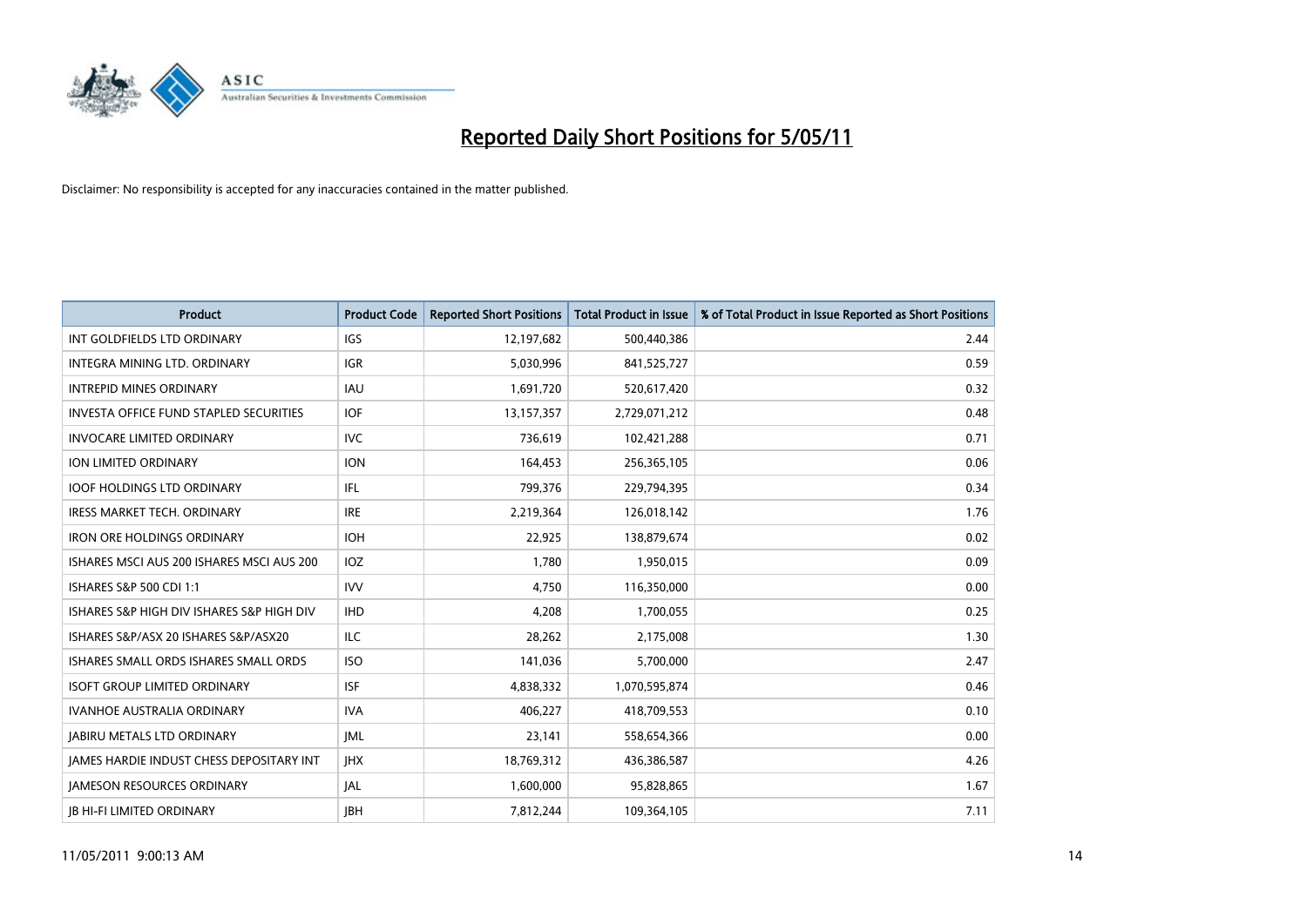# Reported Daily Short Positions for 5/05/11

Disclaimer: No responsibility is accepted for any inaccuracies contained in the matter published.

| Product | Product Code | Reported Short Positions | Total Product in Issue | % of Total Product in Issue Reported as Short Positions |
|---|---|---|---|---|
| INT GOLDFIELDS LTD ORDINARY | IGS | 12,197,682 | 500,440,386 | 2.44 |
| INTEGRA MINING LTD. ORDINARY | IGR | 5,030,996 | 841,525,727 | 0.59 |
| INTREPID MINES ORDINARY | IAU | 1,691,720 | 520,617,420 | 0.32 |
| INVESTA OFFICE FUND STAPLED SECURITIES | IOF | 13,157,357 | 2,729,071,212 | 0.48 |
| INVOCARE LIMITED ORDINARY | IVC | 736,619 | 102,421,288 | 0.71 |
| ION LIMITED ORDINARY | ION | 164,453 | 256,365,105 | 0.06 |
| IOOF HOLDINGS LTD ORDINARY | IFL | 799,376 | 229,794,395 | 0.34 |
| IRESS MARKET TECH. ORDINARY | IRE | 2,219,364 | 126,018,142 | 1.76 |
| IRON ORE HOLDINGS ORDINARY | IOH | 22,925 | 138,879,674 | 0.02 |
| ISHARES MSCI AUS 200 ISHARES MSCI AUS 200 | IOZ | 1,780 | 1,950,015 | 0.09 |
| ISHARES S&P 500 CDI 1:1 | IVV | 4,750 | 116,350,000 | 0.00 |
| ISHARES S&P HIGH DIV ISHARES S&P HIGH DIV | IHD | 4,208 | 1,700,055 | 0.25 |
| ISHARES S&P/ASX 20 ISHARES S&P/ASX20 | ILC | 28,262 | 2,175,008 | 1.30 |
| ISHARES SMALL ORDS ISHARES SMALL ORDS | ISO | 141,036 | 5,700,000 | 2.47 |
| ISOFT GROUP LIMITED ORDINARY | ISF | 4,838,332 | 1,070,595,874 | 0.46 |
| IVANHOE AUSTRALIA ORDINARY | IVA | 406,227 | 418,709,553 | 0.10 |
| JABIRU METALS LTD ORDINARY | JML | 23,141 | 558,654,366 | 0.00 |
| JAMES HARDIE INDUST CHESS DEPOSITARY INT | JHX | 18,769,312 | 436,386,587 | 4.26 |
| JAMESON RESOURCES ORDINARY | JAL | 1,600,000 | 95,828,865 | 1.67 |
| JB HI-FI LIMITED ORDINARY | JBH | 7,812,244 | 109,364,105 | 7.11 |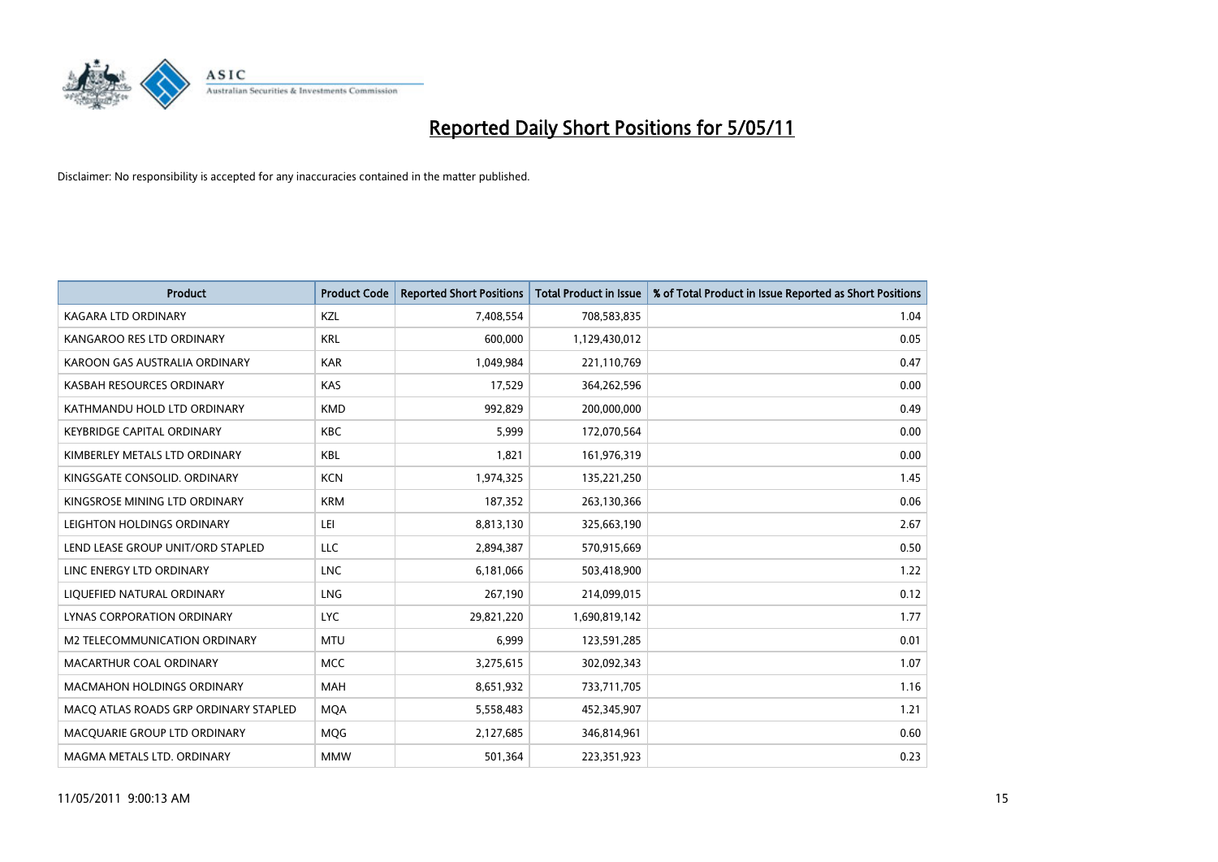# Reported Daily Short Positions for 5/05/11

Disclaimer: No responsibility is accepted for any inaccuracies contained in the matter published.

| Product | Product Code | Reported Short Positions | Total Product in Issue | % of Total Product in Issue Reported as Short Positions |
|---|---|---|---|---|
| KAGARA LTD ORDINARY | KZL | 7,408,554 | 708,583,835 | 1.04 |
| KANGAROO RES LTD ORDINARY | KRL | 600,000 | 1,129,430,012 | 0.05 |
| KAROON GAS AUSTRALIA ORDINARY | KAR | 1,049,984 | 221,110,769 | 0.47 |
| KASBAH RESOURCES ORDINARY | KAS | 17,529 | 364,262,596 | 0.00 |
| KATHMANDU HOLD LTD ORDINARY | KMD | 992,829 | 200,000,000 | 0.49 |
| KEYBRIDGE CAPITAL ORDINARY | KBC | 5,999 | 172,070,564 | 0.00 |
| KIMBERLEY METALS LTD ORDINARY | KBL | 1,821 | 161,976,319 | 0.00 |
| KINGSGATE CONSOLID. ORDINARY | KCN | 1,974,325 | 135,221,250 | 1.45 |
| KINGSROSE MINING LTD ORDINARY | KRM | 187,352 | 263,130,366 | 0.06 |
| LEIGHTON HOLDINGS ORDINARY | LEI | 8,813,130 | 325,663,190 | 2.67 |
| LEND LEASE GROUP UNIT/ORD STAPLED | LLC | 2,894,387 | 570,915,669 | 0.50 |
| LINC ENERGY LTD ORDINARY | LNC | 6,181,066 | 503,418,900 | 1.22 |
| LIQUEFIED NATURAL ORDINARY | LNG | 267,190 | 214,099,015 | 0.12 |
| LYNAS CORPORATION ORDINARY | LYC | 29,821,220 | 1,690,819,142 | 1.77 |
| M2 TELECOMMUNICATION ORDINARY | MTU | 6,999 | 123,591,285 | 0.01 |
| MACARTHUR COAL ORDINARY | MCC | 3,275,615 | 302,092,343 | 1.07 |
| MACMAHON HOLDINGS ORDINARY | MAH | 8,651,932 | 733,711,705 | 1.16 |
| MACQ ATLAS ROADS GRP ORDINARY STAPLED | MQA | 5,558,483 | 452,345,907 | 1.21 |
| MACQUARIE GROUP LTD ORDINARY | MQG | 2,127,685 | 346,814,961 | 0.60 |
| MAGMA METALS LTD. ORDINARY | MMW | 501,364 | 223,351,923 | 0.23 |

11/05/2011 9:00:13 AM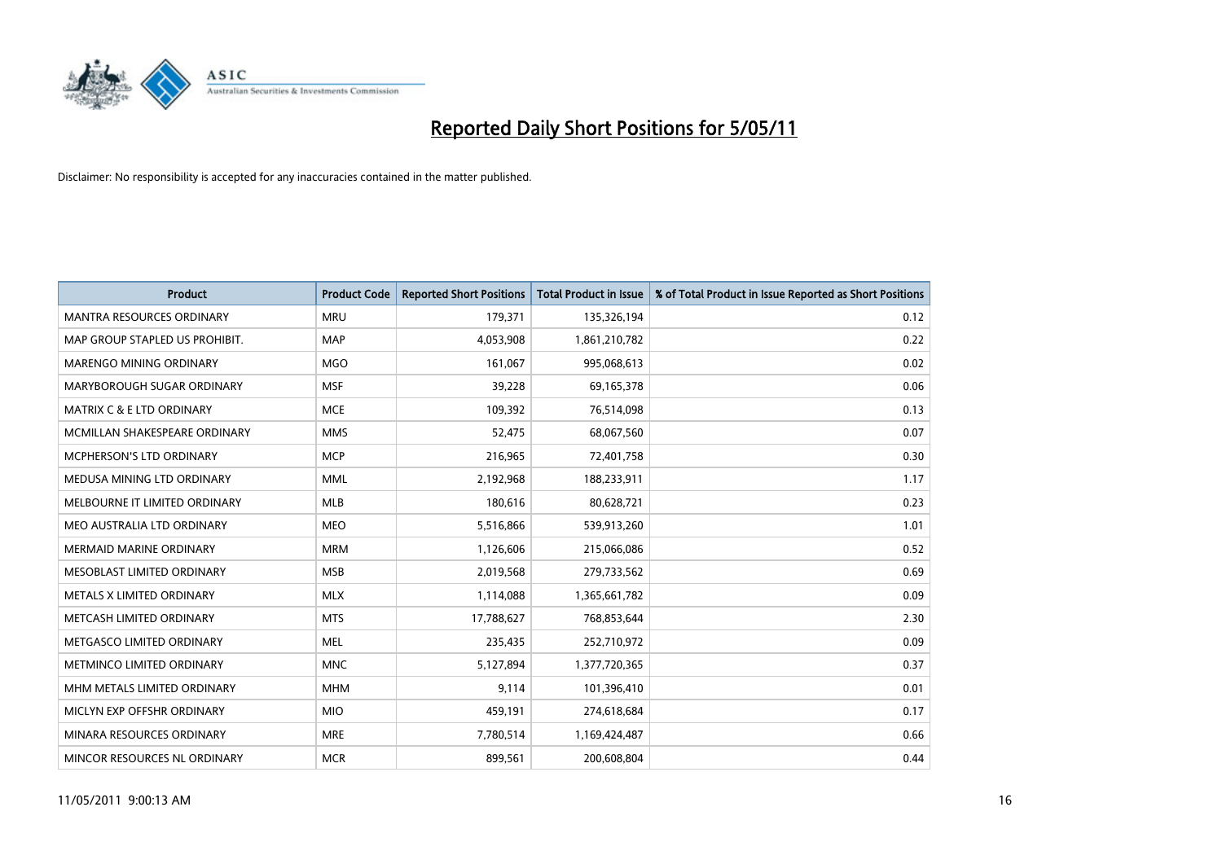# Reported Daily Short Positions for 5/05/11

Disclaimer: No responsibility is accepted for any inaccuracies contained in the matter published.

| Product | Product Code | Reported Short Positions | Total Product in Issue | % of Total Product in Issue Reported as Short Positions |
|---|---|---|---|---|
| MANTRA RESOURCES ORDINARY | MRU | 179,371 | 135,326,194 | 0.12 |
| MAP GROUP STAPLED US PROHIBIT. | MAP | 4,053,908 | 1,861,210,782 | 0.22 |
| MARENGO MINING ORDINARY | MGO | 161,067 | 995,068,613 | 0.02 |
| MARYBOROUGH SUGAR ORDINARY | MSF | 39,228 | 69,165,378 | 0.06 |
| MATRIX C & E LTD ORDINARY | MCE | 109,392 | 76,514,098 | 0.13 |
| MCMILLAN SHAKESPEARE ORDINARY | MMS | 52,475 | 68,067,560 | 0.07 |
| MCPHERSON'S LTD ORDINARY | MCP | 216,965 | 72,401,758 | 0.30 |
| MEDUSA MINING LTD ORDINARY | MML | 2,192,968 | 188,233,911 | 1.17 |
| MELBOURNE IT LIMITED ORDINARY | MLB | 180,616 | 80,628,721 | 0.23 |
| MEO AUSTRALIA LTD ORDINARY | MEO | 5,516,866 | 539,913,260 | 1.01 |
| MERMAID MARINE ORDINARY | MRM | 1,126,606 | 215,066,086 | 0.52 |
| MESOBLAST LIMITED ORDINARY | MSB | 2,019,568 | 279,733,562 | 0.69 |
| METALS X LIMITED ORDINARY | MLX | 1,114,088 | 1,365,661,782 | 0.09 |
| METCASH LIMITED ORDINARY | MTS | 17,788,627 | 768,853,644 | 2.30 |
| METGASCO LIMITED ORDINARY | MEL | 235,435 | 252,710,972 | 0.09 |
| METMINCO LIMITED ORDINARY | MNC | 5,127,894 | 1,377,720,365 | 0.37 |
| MHM METALS LIMITED ORDINARY | MHM | 9,114 | 101,396,410 | 0.01 |
| MICLYN EXP OFFSHR ORDINARY | MIO | 459,191 | 274,618,684 | 0.17 |
| MINARA RESOURCES ORDINARY | MRE | 7,780,514 | 1,169,424,487 | 0.66 |
| MINCOR RESOURCES NL ORDINARY | MCR | 899,561 | 200,608,804 | 0.44 |

11/05/2011 9:00:13 AM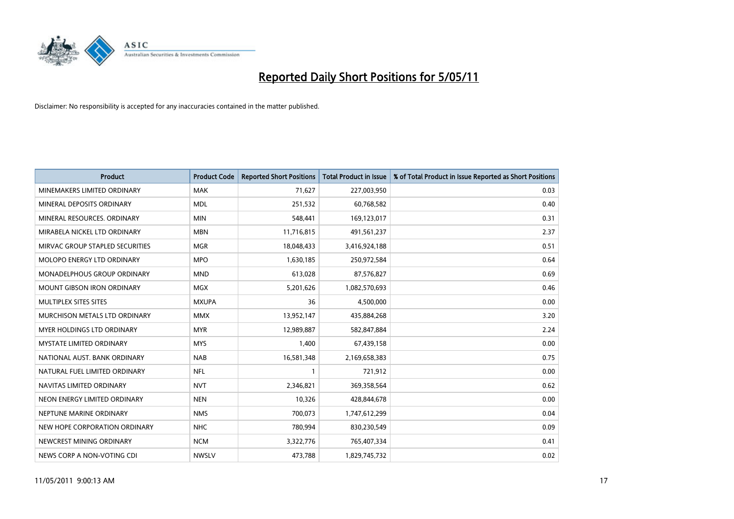# Reported Daily Short Positions for 5/05/11

Disclaimer: No responsibility is accepted for any inaccuracies contained in the matter published.

| Product | Product Code | Reported Short Positions | Total Product in Issue | % of Total Product in Issue Reported as Short Positions |
|---|---|---|---|---|
| MINEMAKERS LIMITED ORDINARY | MAK | 71,627 | 227,003,950 | 0.03 |
| MINERAL DEPOSITS ORDINARY | MDL | 251,532 | 60,768,582 | 0.40 |
| MINERAL RESOURCES. ORDINARY | MIN | 548,441 | 169,123,017 | 0.31 |
| MIRABELA NICKEL LTD ORDINARY | MBN | 11,716,815 | 491,561,237 | 2.37 |
| MIRVAC GROUP STAPLED SECURITIES | MGR | 18,048,433 | 3,416,924,188 | 0.51 |
| MOLOPO ENERGY LTD ORDINARY | MPO | 1,630,185 | 250,972,584 | 0.64 |
| MONADELPHOUS GROUP ORDINARY | MND | 613,028 | 87,576,827 | 0.69 |
| MOUNT GIBSON IRON ORDINARY | MGX | 5,201,626 | 1,082,570,693 | 0.46 |
| MULTIPLEX SITES SITES | MXUPA | 36 | 4,500,000 | 0.00 |
| MURCHISON METALS LTD ORDINARY | MMX | 13,952,147 | 435,884,268 | 3.20 |
| MYER HOLDINGS LTD ORDINARY | MYR | 12,989,887 | 582,847,884 | 2.24 |
| MYSTATE LIMITED ORDINARY | MYS | 1,400 | 67,439,158 | 0.00 |
| NATIONAL AUST. BANK ORDINARY | NAB | 16,581,348 | 2,169,658,383 | 0.75 |
| NATURAL FUEL LIMITED ORDINARY | NFL | 1 | 721,912 | 0.00 |
| NAVITAS LIMITED ORDINARY | NVT | 2,346,821 | 369,358,564 | 0.62 |
| NEON ENERGY LIMITED ORDINARY | NEN | 10,326 | 428,844,678 | 0.00 |
| NEPTUNE MARINE ORDINARY | NMS | 700,073 | 1,747,612,299 | 0.04 |
| NEW HOPE CORPORATION ORDINARY | NHC | 780,994 | 830,230,549 | 0.09 |
| NEWCREST MINING ORDINARY | NCM | 3,322,776 | 765,407,334 | 0.41 |
| NEWS CORP A NON-VOTING CDI | NWSLV | 473,788 | 1,829,745,732 | 0.02 |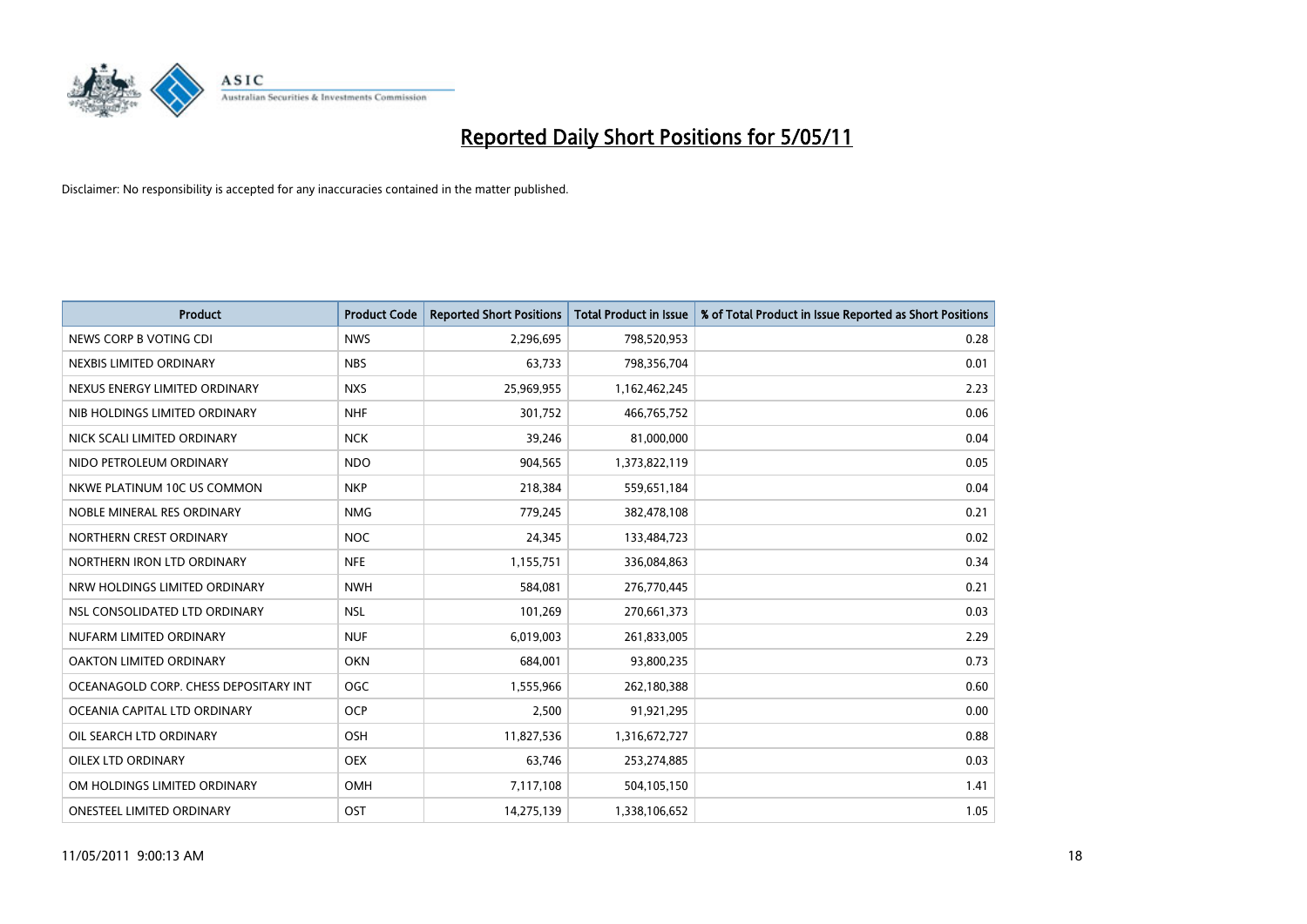# Reported Daily Short Positions for 5/05/11

Disclaimer: No responsibility is accepted for any inaccuracies contained in the matter published.

| Product | Product Code | Reported Short Positions | Total Product in Issue | % of Total Product in Issue Reported as Short Positions |
|---|---|---|---|---|
| NEWS CORP B VOTING CDI | NWS | 2,296,695 | 798,520,953 | 0.28 |
| NEXBIS LIMITED ORDINARY | NBS | 63,733 | 798,356,704 | 0.01 |
| NEXUS ENERGY LIMITED ORDINARY | NXS | 25,969,955 | 1,162,462,245 | 2.23 |
| NIB HOLDINGS LIMITED ORDINARY | NHF | 301,752 | 466,765,752 | 0.06 |
| NICK SCALI LIMITED ORDINARY | NCK | 39,246 | 81,000,000 | 0.04 |
| NIDO PETROLEUM ORDINARY | NDO | 904,565 | 1,373,822,119 | 0.05 |
| NKWE PLATINUM 10C US COMMON | NKP | 218,384 | 559,651,184 | 0.04 |
| NOBLE MINERAL RES ORDINARY | NMG | 779,245 | 382,478,108 | 0.21 |
| NORTHERN CREST ORDINARY | NOC | 24,345 | 133,484,723 | 0.02 |
| NORTHERN IRON LTD ORDINARY | NFE | 1,155,751 | 336,084,863 | 0.34 |
| NRW HOLDINGS LIMITED ORDINARY | NWH | 584,081 | 276,770,445 | 0.21 |
| NSL CONSOLIDATED LTD ORDINARY | NSL | 101,269 | 270,661,373 | 0.03 |
| NUFARM LIMITED ORDINARY | NUF | 6,019,003 | 261,833,005 | 2.29 |
| OAKTON LIMITED ORDINARY | OKN | 684,001 | 93,800,235 | 0.73 |
| OCEANAGOLD CORP. CHESS DEPOSITARY INT | OGC | 1,555,966 | 262,180,388 | 0.60 |
| OCEANIA CAPITAL LTD ORDINARY | OCP | 2,500 | 91,921,295 | 0.00 |
| OIL SEARCH LTD ORDINARY | OSH | 11,827,536 | 1,316,672,727 | 0.88 |
| OILEX LTD ORDINARY | OEX | 63,746 | 253,274,885 | 0.03 |
| OM HOLDINGS LIMITED ORDINARY | OMH | 7,117,108 | 504,105,150 | 1.41 |
| ONESTEEL LIMITED ORDINARY | OST | 14,275,139 | 1,338,106,652 | 1.05 |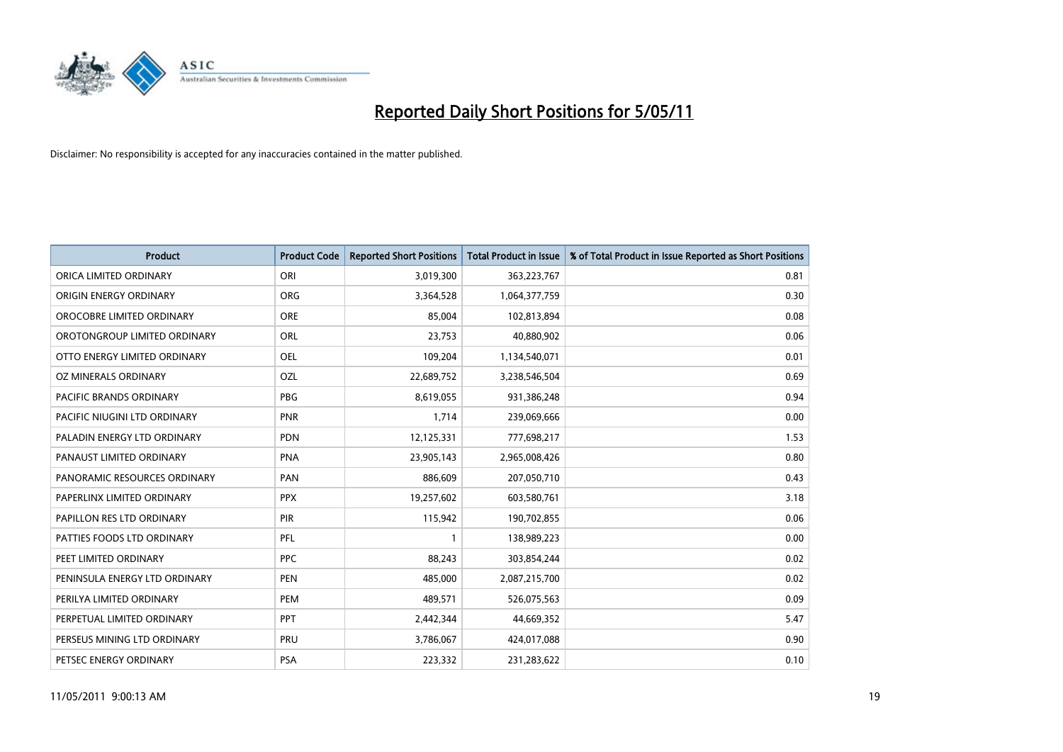# Reported Daily Short Positions for 5/05/11

Disclaimer: No responsibility is accepted for any inaccuracies contained in the matter published.

| Product | Product Code | Reported Short Positions | Total Product in Issue | % of Total Product in Issue Reported as Short Positions |
|---|---|---|---|---|
| ORICA LIMITED ORDINARY | ORI | 3,019,300 | 363,223,767 | 0.81 |
| ORIGIN ENERGY ORDINARY | ORG | 3,364,528 | 1,064,377,759 | 0.30 |
| OROCOBRE LIMITED ORDINARY | ORE | 85,004 | 102,813,894 | 0.08 |
| OROTONGROUP LIMITED ORDINARY | ORL | 23,753 | 40,880,902 | 0.06 |
| OTTO ENERGY LIMITED ORDINARY | OEL | 109,204 | 1,134,540,071 | 0.01 |
| OZ MINERALS ORDINARY | OZL | 22,689,752 | 3,238,546,504 | 0.69 |
| PACIFIC BRANDS ORDINARY | PBG | 8,619,055 | 931,386,248 | 0.94 |
| PACIFIC NIUGINI LTD ORDINARY | PNR | 1,714 | 239,069,666 | 0.00 |
| PALADIN ENERGY LTD ORDINARY | PDN | 12,125,331 | 777,698,217 | 1.53 |
| PANAUST LIMITED ORDINARY | PNA | 23,905,143 | 2,965,008,426 | 0.80 |
| PANORAMIC RESOURCES ORDINARY | PAN | 886,609 | 207,050,710 | 0.43 |
| PAPERLINX LIMITED ORDINARY | PPX | 19,257,602 | 603,580,761 | 3.18 |
| PAPILLON RES LTD ORDINARY | PIR | 115,942 | 190,702,855 | 0.06 |
| PATTIES FOODS LTD ORDINARY | PFL | 1 | 138,989,223 | 0.00 |
| PEET LIMITED ORDINARY | PPC | 88,243 | 303,854,244 | 0.02 |
| PENINSULA ENERGY LTD ORDINARY | PEN | 485,000 | 2,087,215,700 | 0.02 |
| PERILYA LIMITED ORDINARY | PEM | 489,571 | 526,075,563 | 0.09 |
| PERPETUAL LIMITED ORDINARY | PPT | 2,442,344 | 44,669,352 | 5.47 |
| PERSEUS MINING LTD ORDINARY | PRU | 3,786,067 | 424,017,088 | 0.90 |
| PETSEC ENERGY ORDINARY | PSA | 223,332 | 231,283,622 | 0.10 |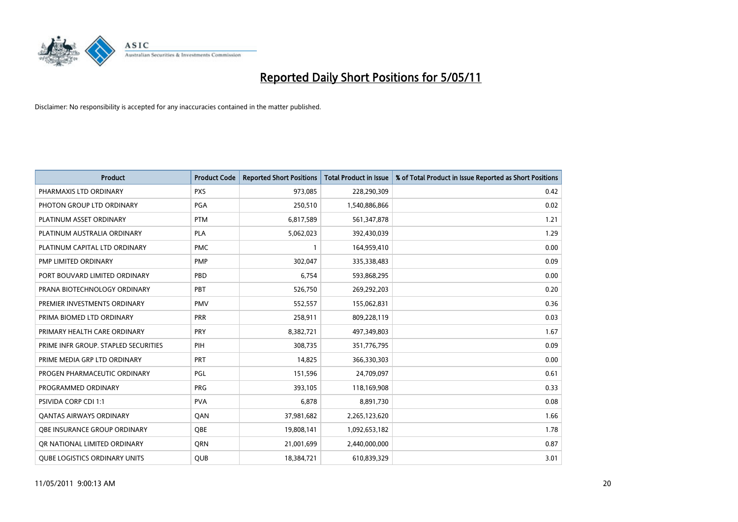# Reported Daily Short Positions for 5/05/11

Disclaimer: No responsibility is accepted for any inaccuracies contained in the matter published.

| Product | Product Code | Reported Short Positions | Total Product in Issue | % of Total Product in Issue Reported as Short Positions |
| --- | --- | --- | --- | --- |
| PHARMAXIS LTD ORDINARY | PXS | 973,085 | 228,290,309 | 0.42 |
| PHOTON GROUP LTD ORDINARY | PGA | 250,510 | 1,540,886,866 | 0.02 |
| PLATINUM ASSET ORDINARY | PTM | 6,817,589 | 561,347,878 | 1.21 |
| PLATINUM AUSTRALIA ORDINARY | PLA | 5,062,023 | 392,430,039 | 1.29 |
| PLATINUM CAPITAL LTD ORDINARY | PMC | 1 | 164,959,410 | 0.00 |
| PMP LIMITED ORDINARY | PMP | 302,047 | 335,338,483 | 0.09 |
| PORT BOUVARD LIMITED ORDINARY | PBD | 6,754 | 593,868,295 | 0.00 |
| PRANA BIOTECHNOLOGY ORDINARY | PBT | 526,750 | 269,292,203 | 0.20 |
| PREMIER INVESTMENTS ORDINARY | PMV | 552,557 | 155,062,831 | 0.36 |
| PRIMA BIOMED LTD ORDINARY | PRR | 258,911 | 809,228,119 | 0.03 |
| PRIMARY HEALTH CARE ORDINARY | PRY | 8,382,721 | 497,349,803 | 1.67 |
| PRIME INFR GROUP. STAPLED SECURITIES | PIH | 308,735 | 351,776,795 | 0.09 |
| PRIME MEDIA GRP LTD ORDINARY | PRT | 14,825 | 366,330,303 | 0.00 |
| PROGEN PHARMACEUTIC ORDINARY | PGL | 151,596 | 24,709,097 | 0.61 |
| PROGRAMMED ORDINARY | PRG | 393,105 | 118,169,908 | 0.33 |
| PSIVIDA CORP CDI 1:1 | PVA | 6,878 | 8,891,730 | 0.08 |
| QANTAS AIRWAYS ORDINARY | QAN | 37,981,682 | 2,265,123,620 | 1.66 |
| QBE INSURANCE GROUP ORDINARY | QBE | 19,808,141 | 1,092,653,182 | 1.78 |
| QR NATIONAL LIMITED ORDINARY | QRN | 21,001,699 | 2,440,000,000 | 0.87 |
| QUBE LOGISTICS ORDINARY UNITS | QUB | 18,384,721 | 610,839,329 | 3.01 |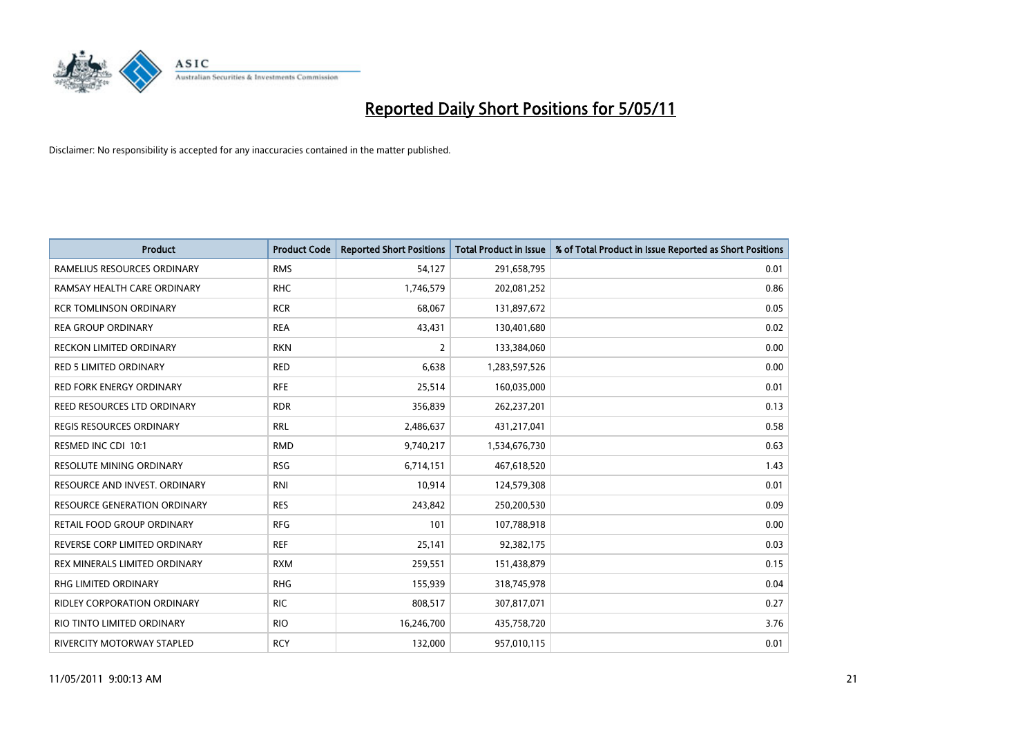# Reported Daily Short Positions for 5/05/11

Disclaimer: No responsibility is accepted for any inaccuracies contained in the matter published.

| Product | Product Code | Reported Short Positions | Total Product in Issue | % of Total Product in Issue Reported as Short Positions |
|---|---|---|---|---|
| RAMELIUS RESOURCES ORDINARY | RMS | 54,127 | 291,658,795 | 0.01 |
| RAMSAY HEALTH CARE ORDINARY | RHC | 1,746,579 | 202,081,252 | 0.86 |
| RCR TOMLINSON ORDINARY | RCR | 68,067 | 131,897,672 | 0.05 |
| REA GROUP ORDINARY | REA | 43,431 | 130,401,680 | 0.02 |
| RECKON LIMITED ORDINARY | RKN | 2 | 133,384,060 | 0.00 |
| RED 5 LIMITED ORDINARY | RED | 6,638 | 1,283,597,526 | 0.00 |
| RED FORK ENERGY ORDINARY | RFE | 25,514 | 160,035,000 | 0.01 |
| REED RESOURCES LTD ORDINARY | RDR | 356,839 | 262,237,201 | 0.13 |
| REGIS RESOURCES ORDINARY | RRL | 2,486,637 | 431,217,041 | 0.58 |
| RESMED INC CDI 10:1 | RMD | 9,740,217 | 1,534,676,730 | 0.63 |
| RESOLUTE MINING ORDINARY | RSG | 6,714,151 | 467,618,520 | 1.43 |
| RESOURCE AND INVEST. ORDINARY | RNI | 10,914 | 124,579,308 | 0.01 |
| RESOURCE GENERATION ORDINARY | RES | 243,842 | 250,200,530 | 0.09 |
| RETAIL FOOD GROUP ORDINARY | RFG | 101 | 107,788,918 | 0.00 |
| REVERSE CORP LIMITED ORDINARY | REF | 25,141 | 92,382,175 | 0.03 |
| REX MINERALS LIMITED ORDINARY | RXM | 259,551 | 151,438,879 | 0.15 |
| RHG LIMITED ORDINARY | RHG | 155,939 | 318,745,978 | 0.04 |
| RIDLEY CORPORATION ORDINARY | RIC | 808,517 | 307,817,071 | 0.27 |
| RIO TINTO LIMITED ORDINARY | RIO | 16,246,700 | 435,758,720 | 3.76 |
| RIVERCITY MOTORWAY STAPLED | RCY | 132,000 | 957,010,115 | 0.01 |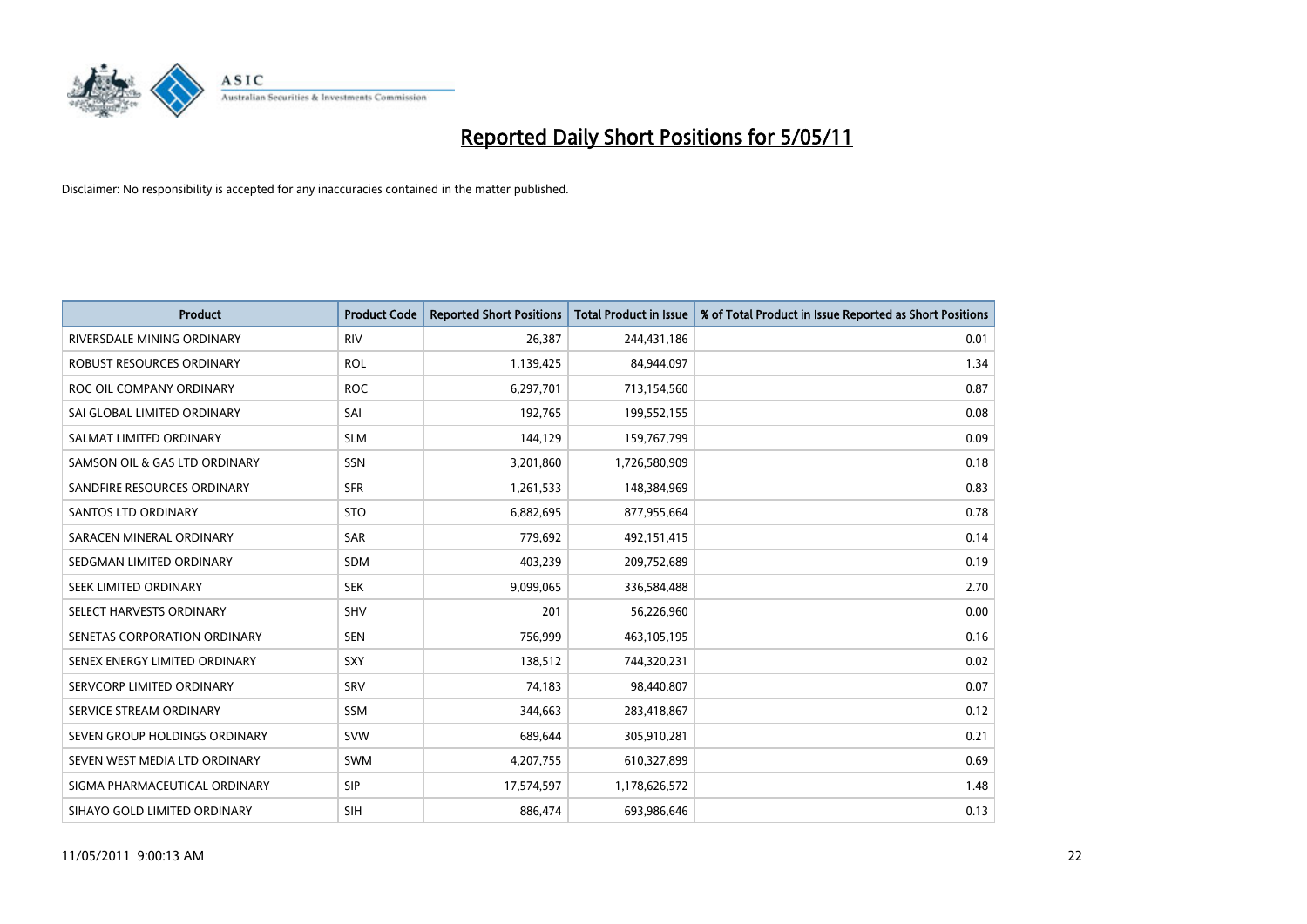# Reported Daily Short Positions for 5/05/11

Disclaimer: No responsibility is accepted for any inaccuracies contained in the matter published.

| Product | Product Code | Reported Short Positions | Total Product in Issue | % of Total Product in Issue Reported as Short Positions |
|---|---|---|---|---|
| RIVERSDALE MINING ORDINARY | RIV | 26,387 | 244,431,186 | 0.01 |
| ROBUST RESOURCES ORDINARY | ROL | 1,139,425 | 84,944,097 | 1.34 |
| ROC OIL COMPANY ORDINARY | ROC | 6,297,701 | 713,154,560 | 0.87 |
| SAI GLOBAL LIMITED ORDINARY | SAI | 192,765 | 199,552,155 | 0.08 |
| SALMAT LIMITED ORDINARY | SLM | 144,129 | 159,767,799 | 0.09 |
| SAMSON OIL & GAS LTD ORDINARY | SSN | 3,201,860 | 1,726,580,909 | 0.18 |
| SANDFIRE RESOURCES ORDINARY | SFR | 1,261,533 | 148,384,969 | 0.83 |
| SANTOS LTD ORDINARY | STO | 6,882,695 | 877,955,664 | 0.78 |
| SARACEN MINERAL ORDINARY | SAR | 779,692 | 492,151,415 | 0.14 |
| SEDGMAN LIMITED ORDINARY | SDM | 403,239 | 209,752,689 | 0.19 |
| SEEK LIMITED ORDINARY | SEK | 9,099,065 | 336,584,488 | 2.70 |
| SELECT HARVESTS ORDINARY | SHV | 201 | 56,226,960 | 0.00 |
| SENETAS CORPORATION ORDINARY | SEN | 756,999 | 463,105,195 | 0.16 |
| SENEX ENERGY LIMITED ORDINARY | SXY | 138,512 | 744,320,231 | 0.02 |
| SERVCORP LIMITED ORDINARY | SRV | 74,183 | 98,440,807 | 0.07 |
| SERVICE STREAM ORDINARY | SSM | 344,663 | 283,418,867 | 0.12 |
| SEVEN GROUP HOLDINGS ORDINARY | SVW | 689,644 | 305,910,281 | 0.21 |
| SEVEN WEST MEDIA LTD ORDINARY | SWM | 4,207,755 | 610,327,899 | 0.69 |
| SIGMA PHARMACEUTICAL ORDINARY | SIP | 17,574,597 | 1,178,626,572 | 1.48 |
| SIHAYO GOLD LIMITED ORDINARY | SIH | 886,474 | 693,986,646 | 0.13 |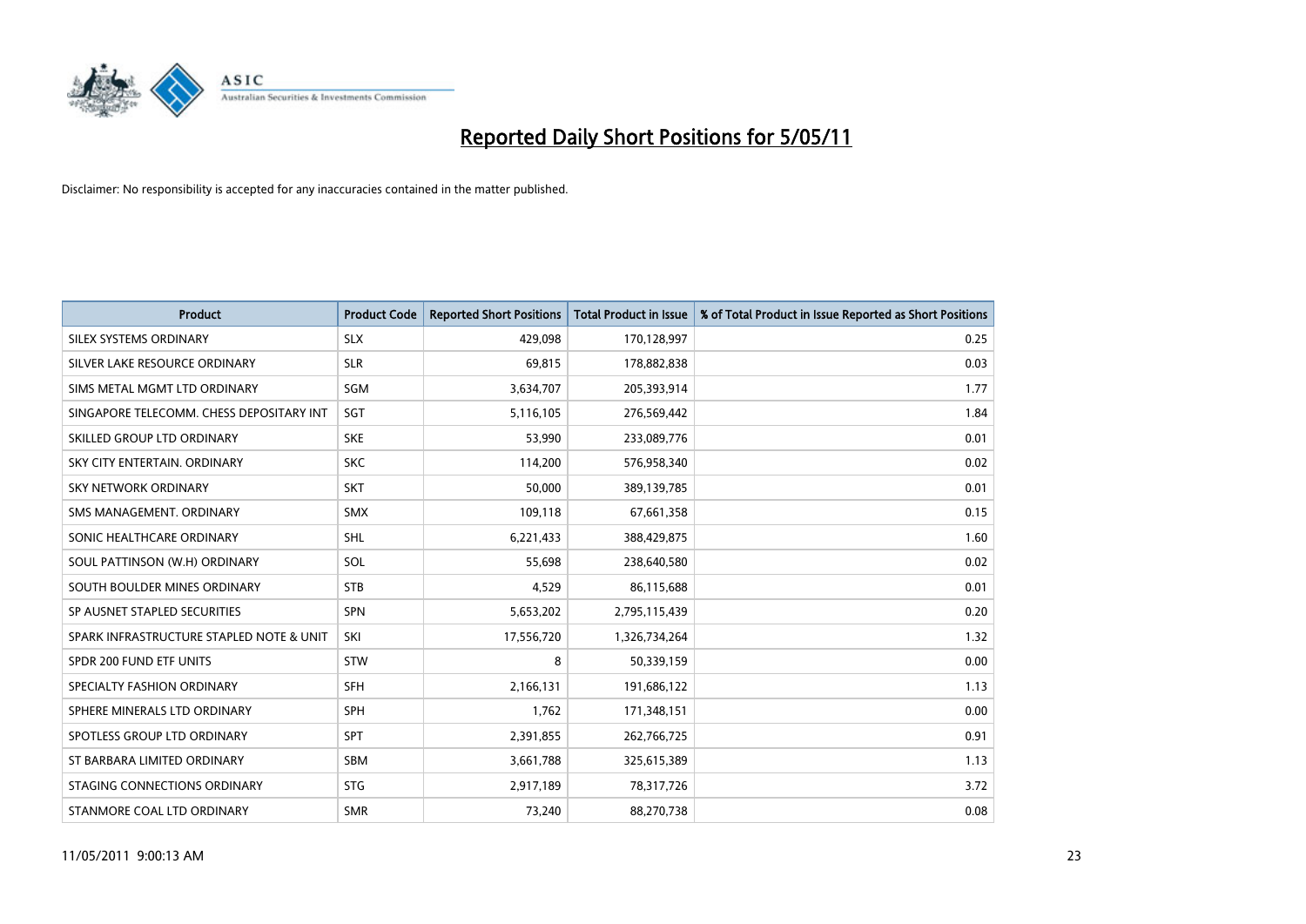# Reported Daily Short Positions for 5/05/11

Disclaimer: No responsibility is accepted for any inaccuracies contained in the matter published.

| Product | Product Code | Reported Short Positions | Total Product in Issue | % of Total Product in Issue Reported as Short Positions |
|---|---|---|---|---|
| SILEX SYSTEMS ORDINARY | SLX | 429,098 | 170,128,997 | 0.25 |
| SILVER LAKE RESOURCE ORDINARY | SLR | 69,815 | 178,882,838 | 0.03 |
| SIMS METAL MGMT LTD ORDINARY | SGM | 3,634,707 | 205,393,914 | 1.77 |
| SINGAPORE TELECOMM. CHESS DEPOSITARY INT | SGT | 5,116,105 | 276,569,442 | 1.84 |
| SKILLED GROUP LTD ORDINARY | SKE | 53,990 | 233,089,776 | 0.01 |
| SKY CITY ENTERTAIN. ORDINARY | SKC | 114,200 | 576,958,340 | 0.02 |
| SKY NETWORK ORDINARY | SKT | 50,000 | 389,139,785 | 0.01 |
| SMS MANAGEMENT. ORDINARY | SMX | 109,118 | 67,661,358 | 0.15 |
| SONIC HEALTHCARE ORDINARY | SHL | 6,221,433 | 388,429,875 | 1.60 |
| SOUL PATTINSON (W.H) ORDINARY | SOL | 55,698 | 238,640,580 | 0.02 |
| SOUTH BOULDER MINES ORDINARY | STB | 4,529 | 86,115,688 | 0.01 |
| SP AUSNET STAPLED SECURITIES | SPN | 5,653,202 | 2,795,115,439 | 0.20 |
| SPARK INFRASTRUCTURE STAPLED NOTE & UNIT | SKI | 17,556,720 | 1,326,734,264 | 1.32 |
| SPDR 200 FUND ETF UNITS | STW | 8 | 50,339,159 | 0.00 |
| SPECIALTY FASHION ORDINARY | SFH | 2,166,131 | 191,686,122 | 1.13 |
| SPHERE MINERALS LTD ORDINARY | SPH | 1,762 | 171,348,151 | 0.00 |
| SPOTLESS GROUP LTD ORDINARY | SPT | 2,391,855 | 262,766,725 | 0.91 |
| ST BARBARA LIMITED ORDINARY | SBM | 3,661,788 | 325,615,389 | 1.13 |
| STAGING CONNECTIONS ORDINARY | STG | 2,917,189 | 78,317,726 | 3.72 |
| STANMORE COAL LTD ORDINARY | SMR | 73,240 | 88,270,738 | 0.08 |

11/05/2011 9:00:13 AM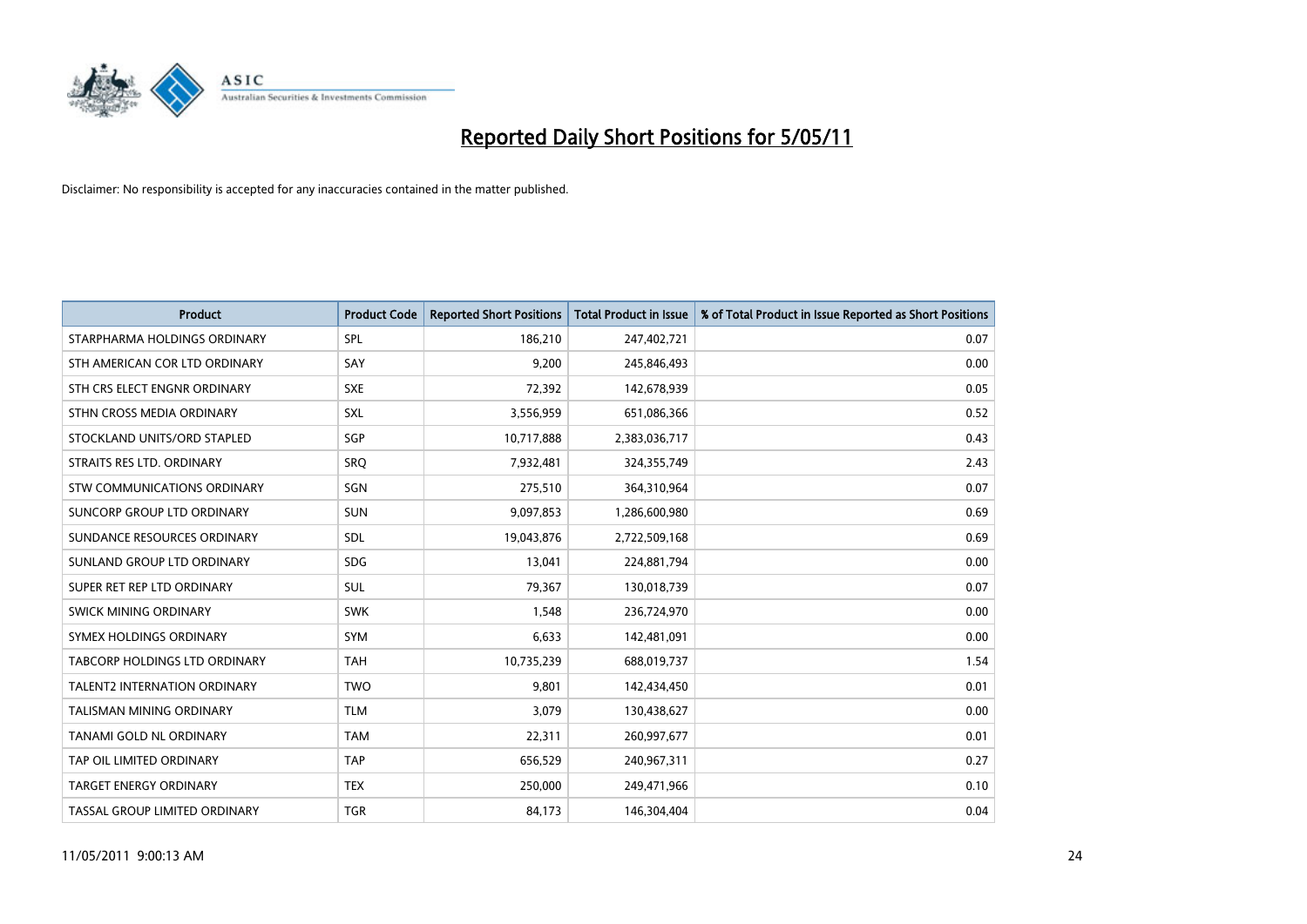# Reported Daily Short Positions for 5/05/11

Disclaimer: No responsibility is accepted for any inaccuracies contained in the matter published.

| Product | Product Code | Reported Short Positions | Total Product in Issue | % of Total Product in Issue Reported as Short Positions |
|---|---|---|---|---|
| STARPHARMA HOLDINGS ORDINARY | SPL | 186,210 | 247,402,721 | 0.07 |
| STH AMERICAN COR LTD ORDINARY | SAY | 9,200 | 245,846,493 | 0.00 |
| STH CRS ELECT ENGNR ORDINARY | SXE | 72,392 | 142,678,939 | 0.05 |
| STHN CROSS MEDIA ORDINARY | SXL | 3,556,959 | 651,086,366 | 0.52 |
| STOCKLAND UNITS/ORD STAPLED | SGP | 10,717,888 | 2,383,036,717 | 0.43 |
| STRAITS RES LTD. ORDINARY | SRQ | 7,932,481 | 324,355,749 | 2.43 |
| STW COMMUNICATIONS ORDINARY | SGN | 275,510 | 364,310,964 | 0.07 |
| SUNCORP GROUP LTD ORDINARY | SUN | 9,097,853 | 1,286,600,980 | 0.69 |
| SUNDANCE RESOURCES ORDINARY | SDL | 19,043,876 | 2,722,509,168 | 0.69 |
| SUNLAND GROUP LTD ORDINARY | SDG | 13,041 | 224,881,794 | 0.00 |
| SUPER RET REP LTD ORDINARY | SUL | 79,367 | 130,018,739 | 0.07 |
| SWICK MINING ORDINARY | SWK | 1,548 | 236,724,970 | 0.00 |
| SYMEX HOLDINGS ORDINARY | SYM | 6,633 | 142,481,091 | 0.00 |
| TABCORP HOLDINGS LTD ORDINARY | TAH | 10,735,239 | 688,019,737 | 1.54 |
| TALENT2 INTERNATION ORDINARY | TWO | 9,801 | 142,434,450 | 0.01 |
| TALISMAN MINING ORDINARY | TLM | 3,079 | 130,438,627 | 0.00 |
| TANAMI GOLD NL ORDINARY | TAM | 22,311 | 260,997,677 | 0.01 |
| TAP OIL LIMITED ORDINARY | TAP | 656,529 | 240,967,311 | 0.27 |
| TARGET ENERGY ORDINARY | TEX | 250,000 | 249,471,966 | 0.10 |
| TASSAL GROUP LIMITED ORDINARY | TGR | 84,173 | 146,304,404 | 0.04 |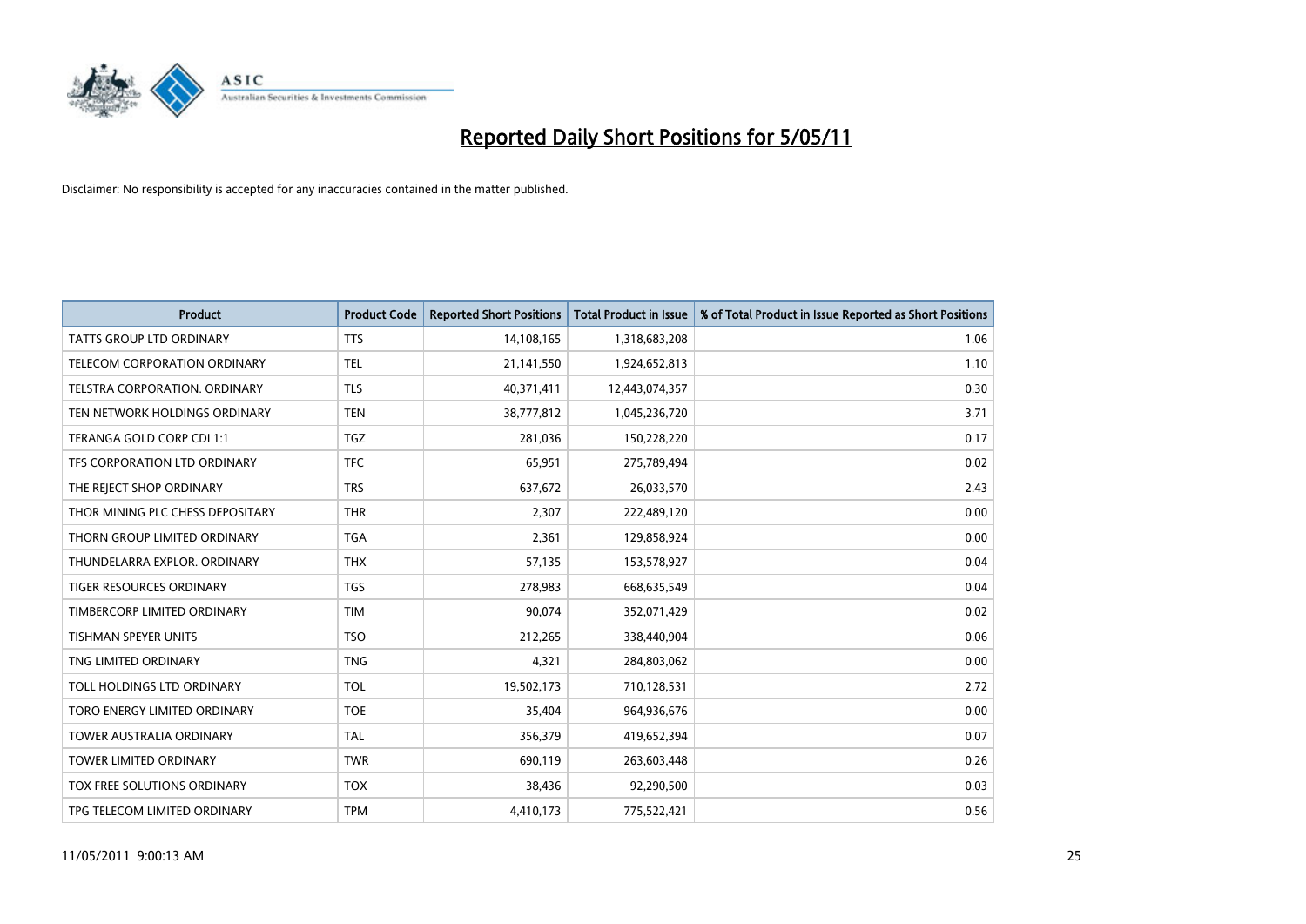# Reported Daily Short Positions for 5/05/11

Disclaimer: No responsibility is accepted for any inaccuracies contained in the matter published.

| Product | Product Code | Reported Short Positions | Total Product in Issue | % of Total Product in Issue Reported as Short Positions |
|---|---|---|---|---|
| TATTS GROUP LTD ORDINARY | TTS | 14,108,165 | 1,318,683,208 | 1.06 |
| TELECOM CORPORATION ORDINARY | TEL | 21,141,550 | 1,924,652,813 | 1.10 |
| TELSTRA CORPORATION. ORDINARY | TLS | 40,371,411 | 12,443,074,357 | 0.30 |
| TEN NETWORK HOLDINGS ORDINARY | TEN | 38,777,812 | 1,045,236,720 | 3.71 |
| TERANGA GOLD CORP CDI 1:1 | TGZ | 281,036 | 150,228,220 | 0.17 |
| TFS CORPORATION LTD ORDINARY | TFC | 65,951 | 275,789,494 | 0.02 |
| THE REJECT SHOP ORDINARY | TRS | 637,672 | 26,033,570 | 2.43 |
| THOR MINING PLC CHESS DEPOSITARY | THR | 2,307 | 222,489,120 | 0.00 |
| THORN GROUP LIMITED ORDINARY | TGA | 2,361 | 129,858,924 | 0.00 |
| THUNDELARRA EXPLOR. ORDINARY | THX | 57,135 | 153,578,927 | 0.04 |
| TIGER RESOURCES ORDINARY | TGS | 278,983 | 668,635,549 | 0.04 |
| TIMBERCORP LIMITED ORDINARY | TIM | 90,074 | 352,071,429 | 0.02 |
| TISHMAN SPEYER UNITS | TSO | 212,265 | 338,440,904 | 0.06 |
| TNG LIMITED ORDINARY | TNG | 4,321 | 284,803,062 | 0.00 |
| TOLL HOLDINGS LTD ORDINARY | TOL | 19,502,173 | 710,128,531 | 2.72 |
| TORO ENERGY LIMITED ORDINARY | TOE | 35,404 | 964,936,676 | 0.00 |
| TOWER AUSTRALIA ORDINARY | TAL | 356,379 | 419,652,394 | 0.07 |
| TOWER LIMITED ORDINARY | TWR | 690,119 | 263,603,448 | 0.26 |
| TOX FREE SOLUTIONS ORDINARY | TOX | 38,436 | 92,290,500 | 0.03 |
| TPG TELECOM LIMITED ORDINARY | TPM | 4,410,173 | 775,522,421 | 0.56 |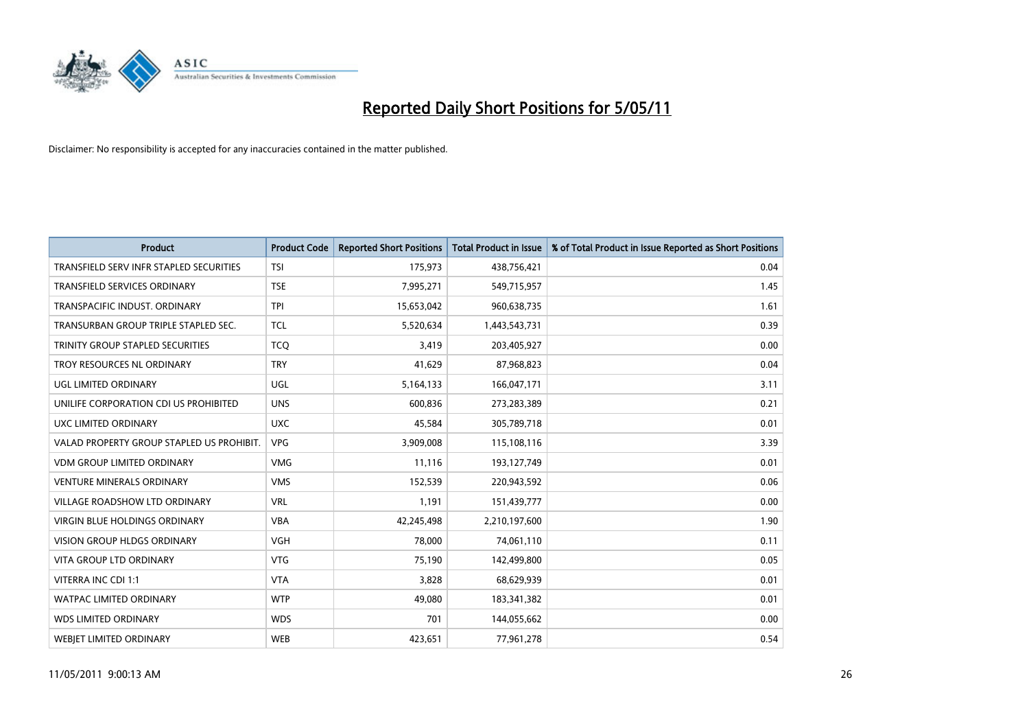# Reported Daily Short Positions for 5/05/11

Disclaimer: No responsibility is accepted for any inaccuracies contained in the matter published.

| Product | Product Code | Reported Short Positions | Total Product in Issue | % of Total Product in Issue Reported as Short Positions |
|---|---|---|---|---|
| TRANSFIELD SERV INFR STAPLED SECURITIES | TSI | 175,973 | 438,756,421 | 0.04 |
| TRANSFIELD SERVICES ORDINARY | TSE | 7,995,271 | 549,715,957 | 1.45 |
| TRANSPACIFIC INDUST. ORDINARY | TPI | 15,653,042 | 960,638,735 | 1.61 |
| TRANSURBAN GROUP TRIPLE STAPLED SEC. | TCL | 5,520,634 | 1,443,543,731 | 0.39 |
| TRINITY GROUP STAPLED SECURITIES | TCQ | 3,419 | 203,405,927 | 0.00 |
| TROY RESOURCES NL ORDINARY | TRY | 41,629 | 87,968,823 | 0.04 |
| UGL LIMITED ORDINARY | UGL | 5,164,133 | 166,047,171 | 3.11 |
| UNILIFE CORPORATION CDI US PROHIBITED | UNS | 600,836 | 273,283,389 | 0.21 |
| UXC LIMITED ORDINARY | UXC | 45,584 | 305,789,718 | 0.01 |
| VALAD PROPERTY GROUP STAPLED US PROHIBIT. | VPG | 3,909,008 | 115,108,116 | 3.39 |
| VDM GROUP LIMITED ORDINARY | VMG | 11,116 | 193,127,749 | 0.01 |
| VENTURE MINERALS ORDINARY | VMS | 152,539 | 220,943,592 | 0.06 |
| VILLAGE ROADSHOW LTD ORDINARY | VRL | 1,191 | 151,439,777 | 0.00 |
| VIRGIN BLUE HOLDINGS ORDINARY | VBA | 42,245,498 | 2,210,197,600 | 1.90 |
| VISION GROUP HLDGS ORDINARY | VGH | 78,000 | 74,061,110 | 0.11 |
| VITA GROUP LTD ORDINARY | VTG | 75,190 | 142,499,800 | 0.05 |
| VITERRA INC CDI 1:1 | VTA | 3,828 | 68,629,939 | 0.01 |
| WATPAC LIMITED ORDINARY | WTP | 49,080 | 183,341,382 | 0.01 |
| WDS LIMITED ORDINARY | WDS | 701 | 144,055,662 | 0.00 |
| WEBJET LIMITED ORDINARY | WEB | 423,651 | 77,961,278 | 0.54 |

11/05/2011 9:00:13 AM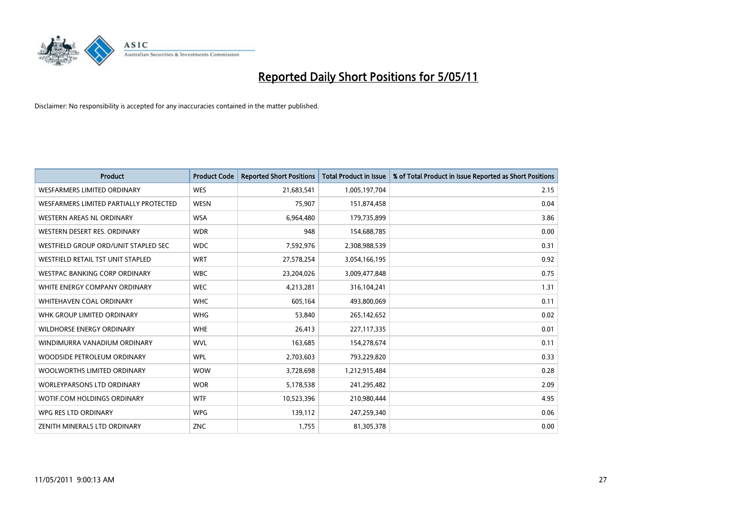# Reported Daily Short Positions for 5/05/11

Disclaimer: No responsibility is accepted for any inaccuracies contained in the matter published.

| Product | Product Code | Reported Short Positions | Total Product in Issue | % of Total Product in Issue Reported as Short Positions |
|---|---|---|---|---|
| WESFARMERS LIMITED ORDINARY | WES | 21,683,541 | 1,005,197,704 | 2.15 |
| WESFARMERS LIMITED PARTIALLY PROTECTED | WESN | 75,907 | 151,874,458 | 0.04 |
| WESTERN AREAS NL ORDINARY | WSA | 6,964,480 | 179,735,899 | 3.86 |
| WESTERN DESERT RES. ORDINARY | WDR | 948 | 154,688,785 | 0.00 |
| WESTFIELD GROUP ORD/UNIT STAPLED SEC | WDC | 7,592,976 | 2,308,988,539 | 0.31 |
| WESTFIELD RETAIL TST UNIT STAPLED | WRT | 27,578,254 | 3,054,166,195 | 0.92 |
| WESTPAC BANKING CORP ORDINARY | WBC | 23,204,026 | 3,009,477,848 | 0.75 |
| WHITE ENERGY COMPANY ORDINARY | WEC | 4,213,281 | 316,104,241 | 1.31 |
| WHITEHAVEN COAL ORDINARY | WHC | 605,164 | 493,800,069 | 0.11 |
| WHK GROUP LIMITED ORDINARY | WHG | 53,840 | 265,142,652 | 0.02 |
| WILDHORSE ENERGY ORDINARY | WHE | 26,413 | 227,117,335 | 0.01 |
| WINDIMURRA VANADIUM ORDINARY | WVL | 163,685 | 154,278,674 | 0.11 |
| WOODSIDE PETROLEUM ORDINARY | WPL | 2,703,603 | 793,229,820 | 0.33 |
| WOOLWORTHS LIMITED ORDINARY | WOW | 3,728,698 | 1,212,915,484 | 0.28 |
| WORLEYPARSONS LTD ORDINARY | WOR | 5,178,538 | 241,295,482 | 2.09 |
| WOTIF.COM HOLDINGS ORDINARY | WTF | 10,523,396 | 210,980,444 | 4.95 |
| WPG RES LTD ORDINARY | WPG | 139,112 | 247,259,340 | 0.06 |
| ZENITH MINERALS LTD ORDINARY | ZNC | 1,755 | 81,305,378 | 0.00 |